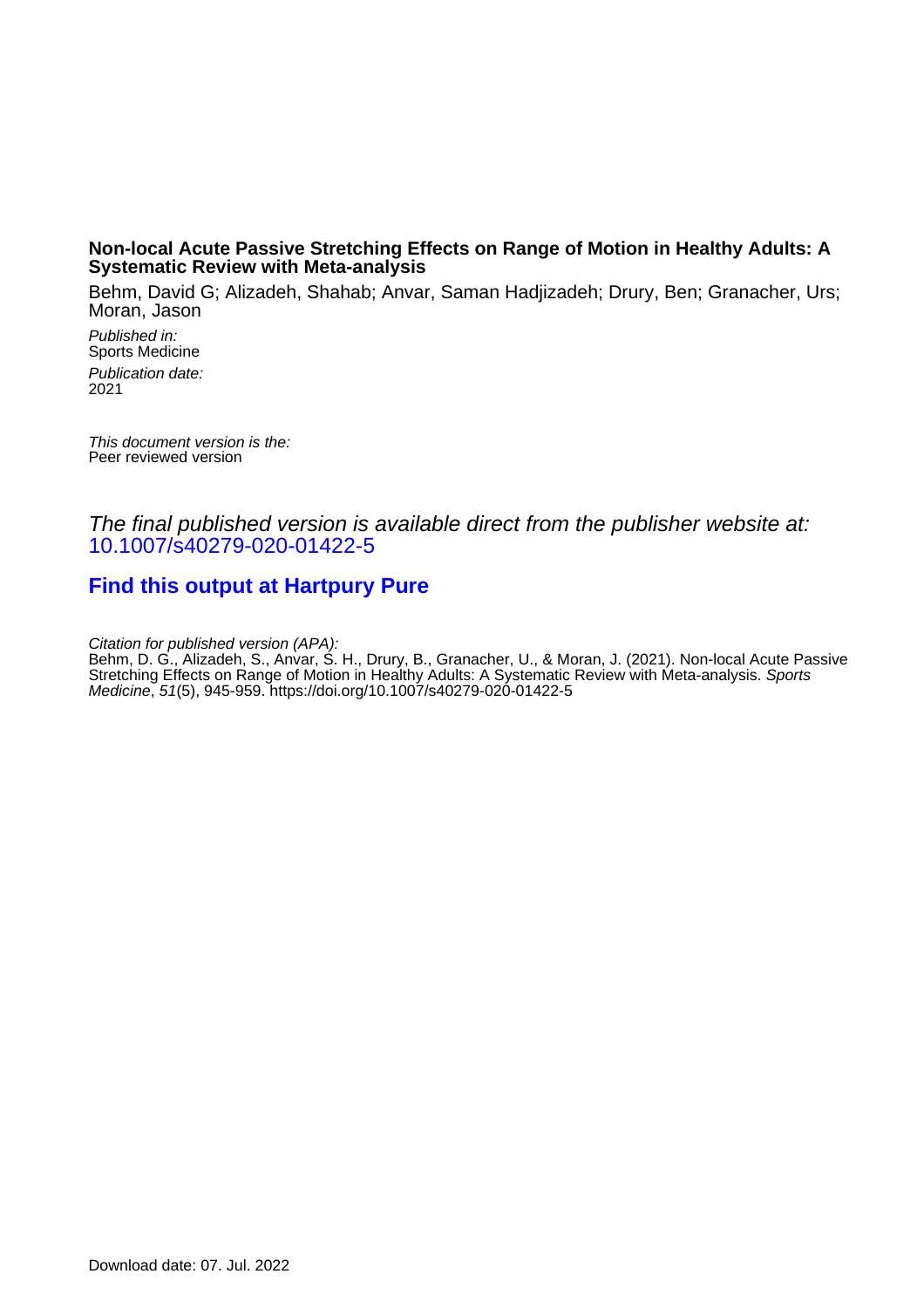**Non-local Acute Passive Stretching Effects on Range of Motion in Healthy Adults: A Systematic Review with Meta-analysis**

Behm, David G; Alizadeh, Shahab; Anvar, Saman Hadjizadeh; Drury, Ben; Granacher, Urs; Moran, Jason

*Published in:*
Sports Medicine

*Publication date:*
2021

*This document version is the:*
Peer reviewed version

*The final published version is available direct from the publisher website at:*
10.1007/s40279-020-01422-5

**Find this output at Hartpury Pure**

*Citation for published version (APA):*
Behm, D. G., Alizadeh, S., Anvar, S. H., Drury, B., Granacher, U., & Moran, J. (2021). Non-local Acute Passive Stretching Effects on Range of Motion in Healthy Adults: A Systematic Review with Meta-analysis. *Sports Medicine*, *51*(5), 945-959. https://doi.org/10.1007/s40279-020-01422-5

Download date: 07. Jul. 2022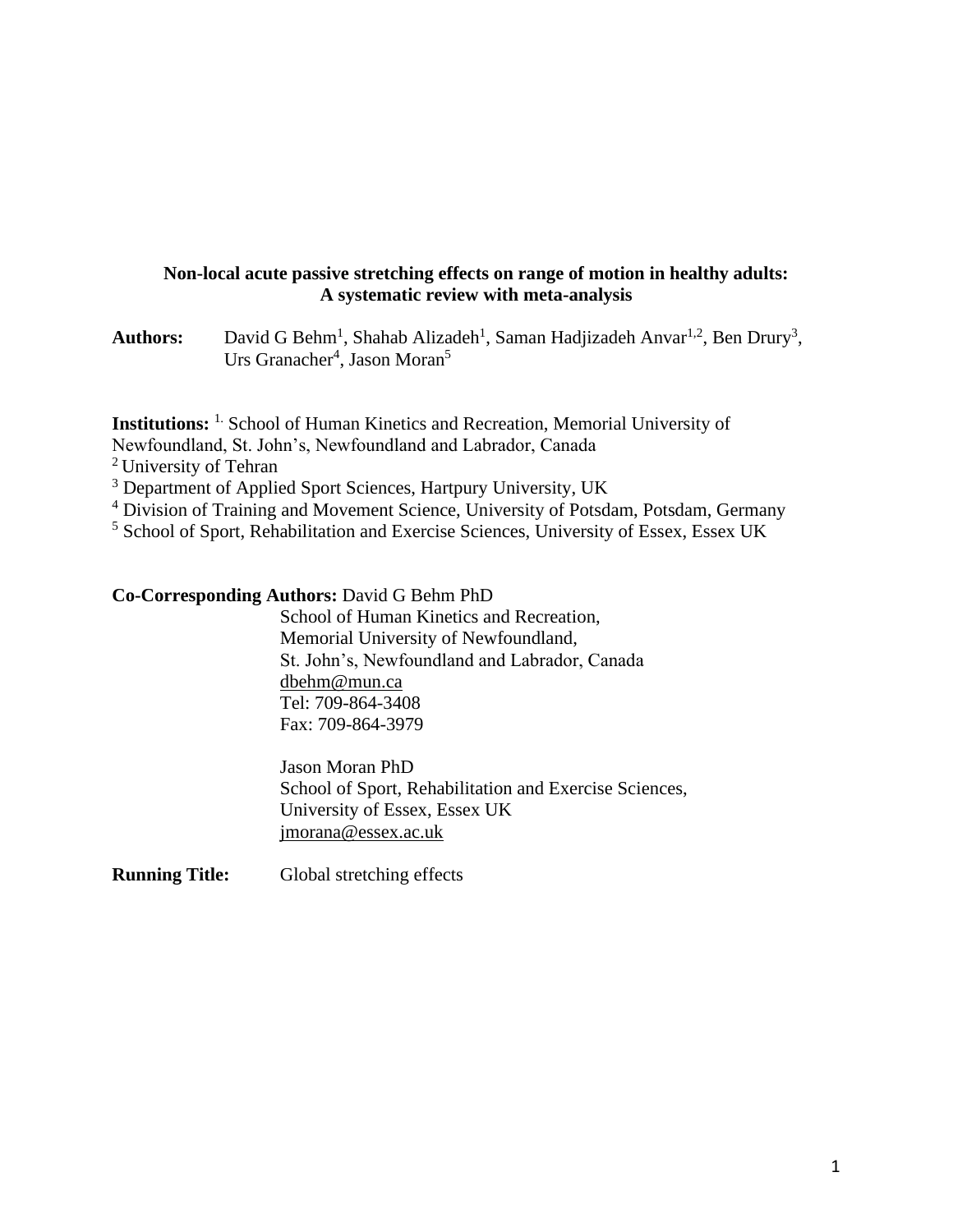**Non-local acute passive stretching effects on range of motion in healthy adults: A systematic review with meta-analysis**

**Authors:** David G Behm[1], Shahab Alizadeh[1], Saman Hadjizadeh Anvar[1,2], Ben Drury[3], Urs Granacher[4], Jason Moran[5]

**Institutions:** [1.] School of Human Kinetics and Recreation, Memorial University of Newfoundland, St. John's, Newfoundland and Labrador, Canada
[2] University of Tehran
[3] Department of Applied Sport Sciences, Hartpury University, UK
[4] Division of Training and Movement Science, University of Potsdam, Potsdam, Germany
[5] School of Sport, Rehabilitation and Exercise Sciences, University of Essex, Essex UK

**Co-Corresponding Authors:** David G Behm PhD
School of Human Kinetics and Recreation,
Memorial University of Newfoundland,
St. John's, Newfoundland and Labrador, Canada
dbehm@mun.ca
Tel: 709-864-3408
Fax: 709-864-3979

Jason Moran PhD
School of Sport, Rehabilitation and Exercise Sciences,
University of Essex, Essex UK
jmorana@essex.ac.uk

**Running Title:** Global stretching effects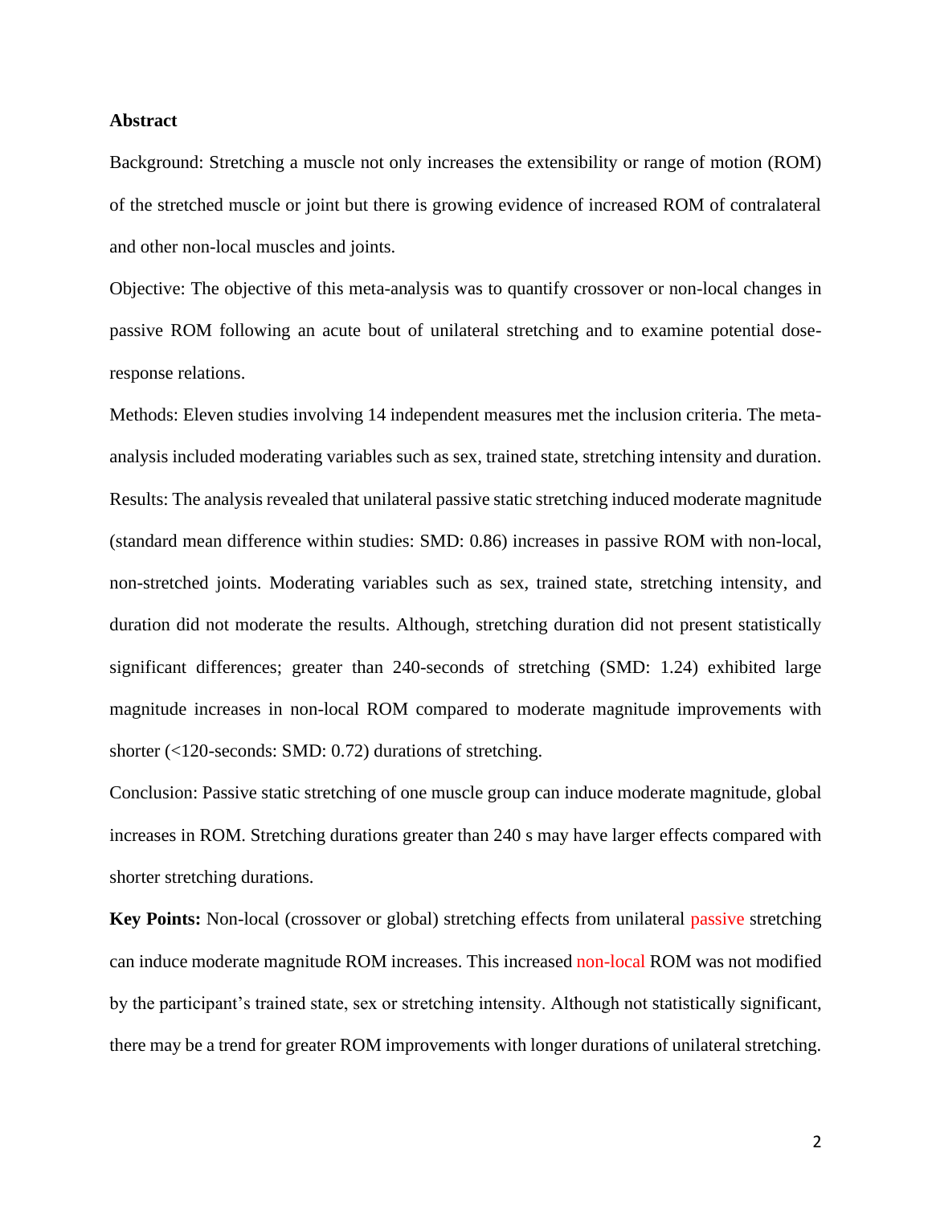**Abstract**

Background: Stretching a muscle not only increases the extensibility or range of motion (ROM) of the stretched muscle or joint but there is growing evidence of increased ROM of contralateral and other non-local muscles and joints.

Objective: The objective of this meta-analysis was to quantify crossover or non-local changes in passive ROM following an acute bout of unilateral stretching and to examine potential dose-response relations.

Methods: Eleven studies involving 14 independent measures met the inclusion criteria. The meta-analysis included moderating variables such as sex, trained state, stretching intensity and duration.

Results: The analysis revealed that unilateral passive static stretching induced moderate magnitude (standard mean difference within studies: SMD: 0.86) increases in passive ROM with non-local, non-stretched joints. Moderating variables such as sex, trained state, stretching intensity, and duration did not moderate the results. Although, stretching duration did not present statistically significant differences; greater than 240-seconds of stretching (SMD: 1.24) exhibited large magnitude increases in non-local ROM compared to moderate magnitude improvements with shorter (<120-seconds: SMD: 0.72) durations of stretching.

Conclusion: Passive static stretching of one muscle group can induce moderate magnitude, global increases in ROM. Stretching durations greater than 240 s may have larger effects compared with shorter stretching durations.

**Key Points:** Non-local (crossover or global) stretching effects from unilateral passive stretching can induce moderate magnitude ROM increases. This increased non-local ROM was not modified by the participant's trained state, sex or stretching intensity. Although not statistically significant, there may be a trend for greater ROM improvements with longer durations of unilateral stretching.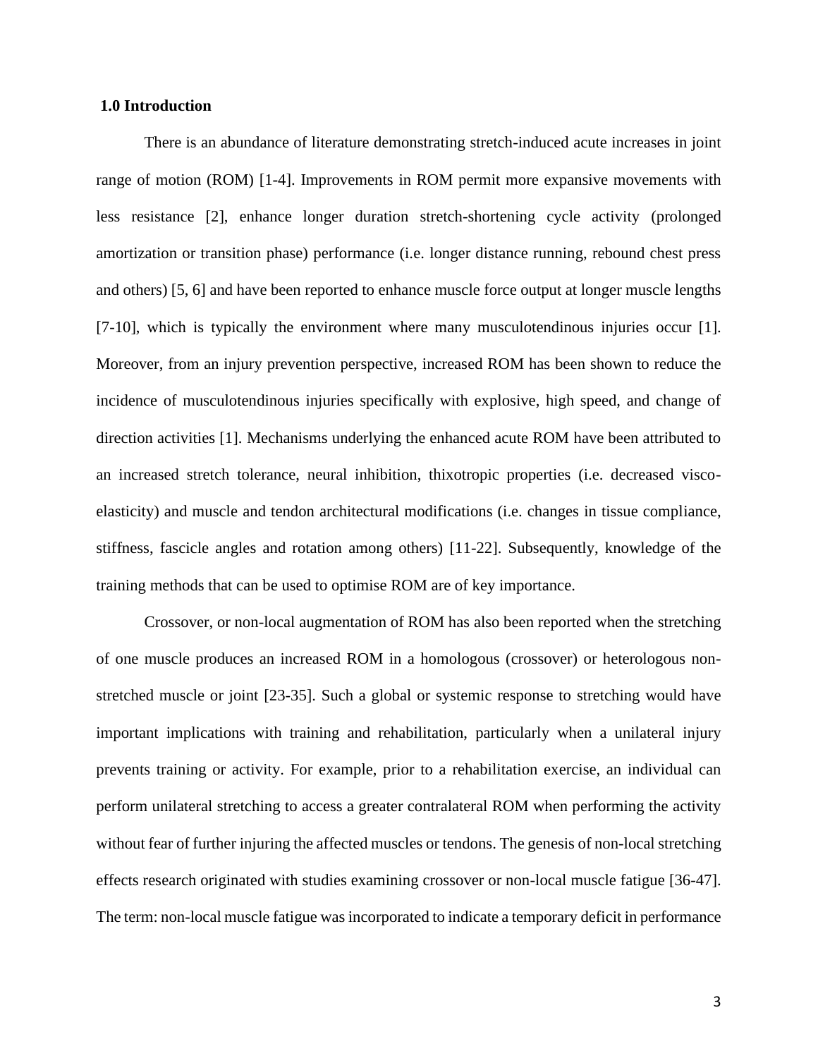## 1.0 Introduction

There is an abundance of literature demonstrating stretch-induced acute increases in joint range of motion (ROM) [1-4]. Improvements in ROM permit more expansive movements with less resistance [2], enhance longer duration stretch-shortening cycle activity (prolonged amortization or transition phase) performance (i.e. longer distance running, rebound chest press and others) [5, 6] and have been reported to enhance muscle force output at longer muscle lengths [7-10], which is typically the environment where many musculotendinous injuries occur [1]. Moreover, from an injury prevention perspective, increased ROM has been shown to reduce the incidence of musculotendinous injuries specifically with explosive, high speed, and change of direction activities [1]. Mechanisms underlying the enhanced acute ROM have been attributed to an increased stretch tolerance, neural inhibition, thixotropic properties (i.e. decreased visco-elasticity) and muscle and tendon architectural modifications (i.e. changes in tissue compliance, stiffness, fascicle angles and rotation among others) [11-22]. Subsequently, knowledge of the training methods that can be used to optimise ROM are of key importance.

Crossover, or non-local augmentation of ROM has also been reported when the stretching of one muscle produces an increased ROM in a homologous (crossover) or heterologous non-stretched muscle or joint [23-35]. Such a global or systemic response to stretching would have important implications with training and rehabilitation, particularly when a unilateral injury prevents training or activity. For example, prior to a rehabilitation exercise, an individual can perform unilateral stretching to access a greater contralateral ROM when performing the activity without fear of further injuring the affected muscles or tendons. The genesis of non-local stretching effects research originated with studies examining crossover or non-local muscle fatigue [36-47]. The term: non-local muscle fatigue was incorporated to indicate a temporary deficit in performance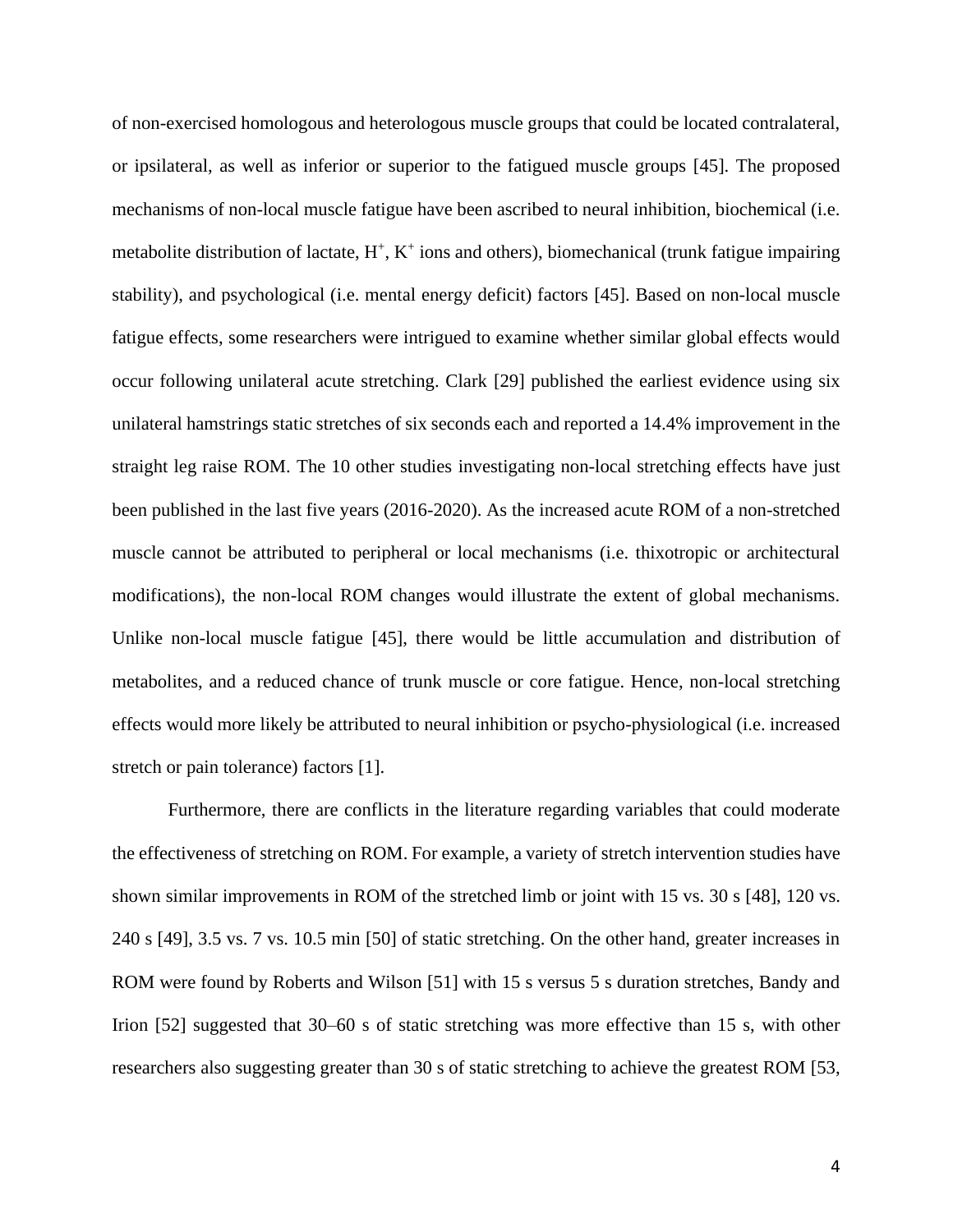of non-exercised homologous and heterologous muscle groups that could be located contralateral, or ipsilateral, as well as inferior or superior to the fatigued muscle groups [45]. The proposed mechanisms of non-local muscle fatigue have been ascribed to neural inhibition, biochemical (i.e. metabolite distribution of lactate, $H^+$, $K^+$ ions and others), biomechanical (trunk fatigue impairing stability), and psychological (i.e. mental energy deficit) factors [45]. Based on non-local muscle fatigue effects, some researchers were intrigued to examine whether similar global effects would occur following unilateral acute stretching. Clark [29] published the earliest evidence using six unilateral hamstrings static stretches of six seconds each and reported a 14.4% improvement in the straight leg raise ROM. The 10 other studies investigating non-local stretching effects have just been published in the last five years (2016-2020). As the increased acute ROM of a non-stretched muscle cannot be attributed to peripheral or local mechanisms (i.e. thixotropic or architectural modifications), the non-local ROM changes would illustrate the extent of global mechanisms. Unlike non-local muscle fatigue [45], there would be little accumulation and distribution of metabolites, and a reduced chance of trunk muscle or core fatigue. Hence, non-local stretching effects would more likely be attributed to neural inhibition or psycho-physiological (i.e. increased stretch or pain tolerance) factors [1].

Furthermore, there are conflicts in the literature regarding variables that could moderate the effectiveness of stretching on ROM. For example, a variety of stretch intervention studies have shown similar improvements in ROM of the stretched limb or joint with 15 vs. 30 s [48], 120 vs. 240 s [49], 3.5 vs. 7 vs. 10.5 min [50] of static stretching. On the other hand, greater increases in ROM were found by Roberts and Wilson [51] with 15 s versus 5 s duration stretches, Bandy and Irion [52] suggested that 30–60 s of static stretching was more effective than 15 s, with other researchers also suggesting greater than 30 s of static stretching to achieve the greatest ROM [53,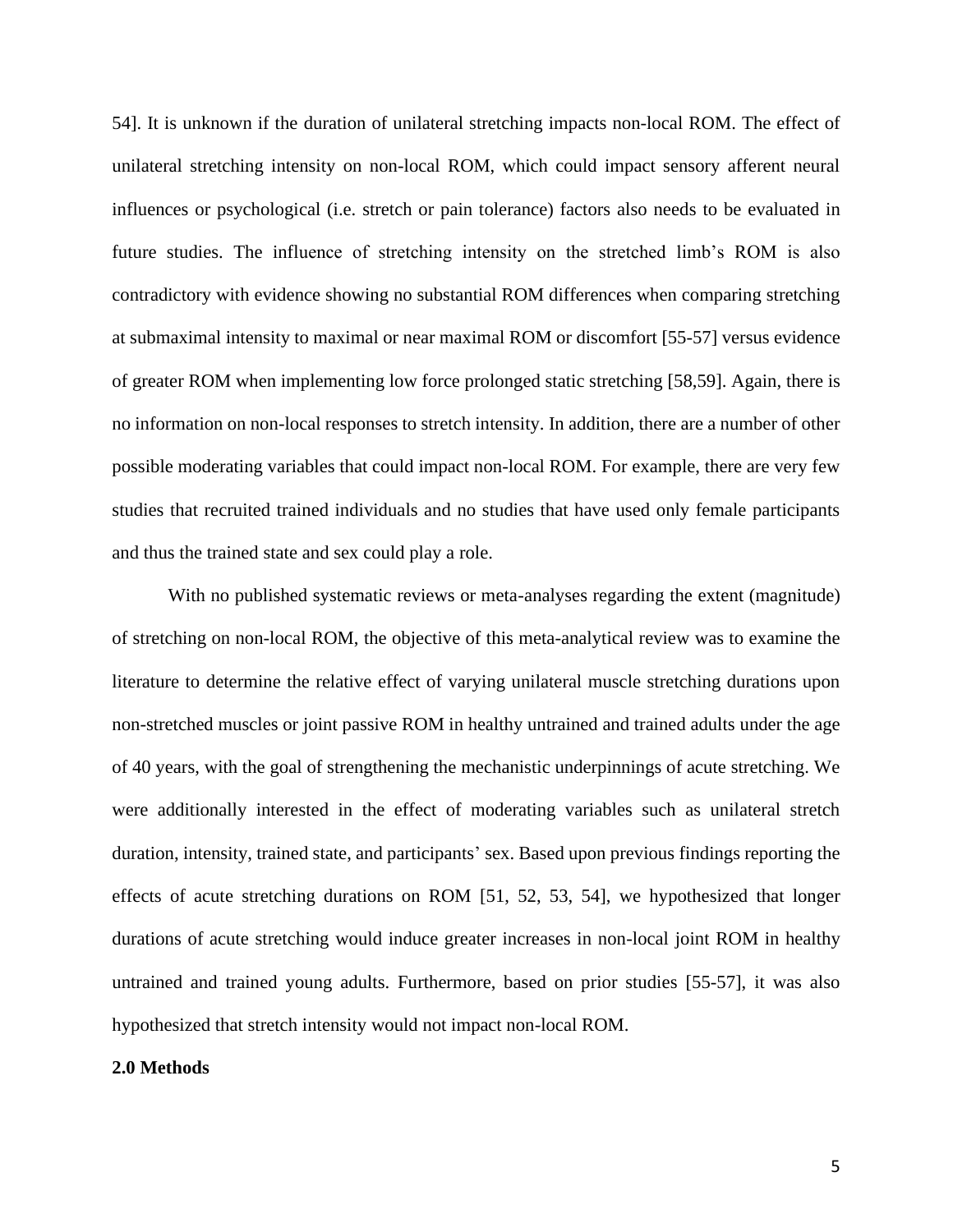54]. It is unknown if the duration of unilateral stretching impacts non-local ROM. The effect of unilateral stretching intensity on non-local ROM, which could impact sensory afferent neural influences or psychological (i.e. stretch or pain tolerance) factors also needs to be evaluated in future studies. The influence of stretching intensity on the stretched limb's ROM is also contradictory with evidence showing no substantial ROM differences when comparing stretching at submaximal intensity to maximal or near maximal ROM or discomfort [55-57] versus evidence of greater ROM when implementing low force prolonged static stretching [58,59]. Again, there is no information on non-local responses to stretch intensity. In addition, there are a number of other possible moderating variables that could impact non-local ROM. For example, there are very few studies that recruited trained individuals and no studies that have used only female participants and thus the trained state and sex could play a role.

With no published systematic reviews or meta-analyses regarding the extent (magnitude) of stretching on non-local ROM, the objective of this meta-analytical review was to examine the literature to determine the relative effect of varying unilateral muscle stretching durations upon non-stretched muscles or joint passive ROM in healthy untrained and trained adults under the age of 40 years, with the goal of strengthening the mechanistic underpinnings of acute stretching. We were additionally interested in the effect of moderating variables such as unilateral stretch duration, intensity, trained state, and participants' sex. Based upon previous findings reporting the effects of acute stretching durations on ROM [51, 52, 53, 54], we hypothesized that longer durations of acute stretching would induce greater increases in non-local joint ROM in healthy untrained and trained young adults. Furthermore, based on prior studies [55-57], it was also hypothesized that stretch intensity would not impact non-local ROM.

## 2.0 Methods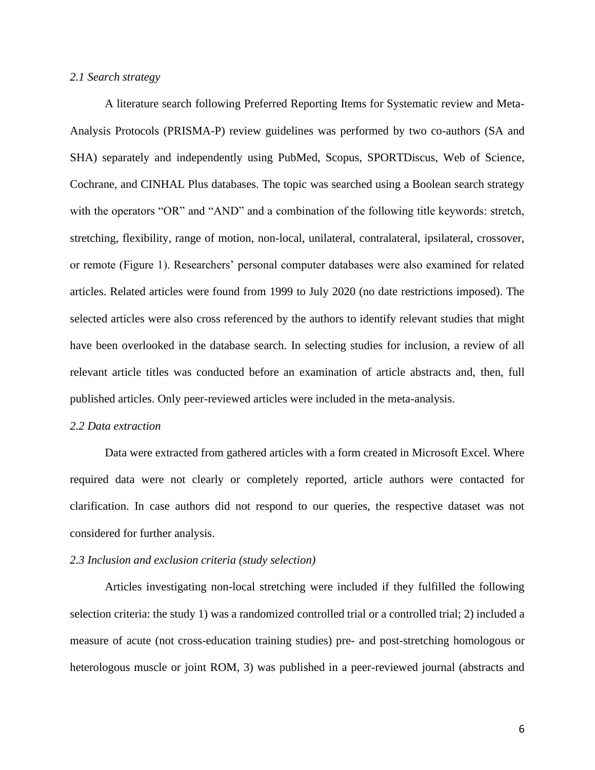### *2.1 Search strategy*

A literature search following Preferred Reporting Items for Systematic review and Meta-Analysis Protocols (PRISMA-P) review guidelines was performed by two co-authors (SA and SHA) separately and independently using PubMed, Scopus, SPORTDiscus, Web of Science, Cochrane, and CINHAL Plus databases. The topic was searched using a Boolean search strategy with the operators "OR" and "AND" and a combination of the following title keywords: stretch, stretching, flexibility, range of motion, non-local, unilateral, contralateral, ipsilateral, crossover, or remote (Figure 1). Researchers' personal computer databases were also examined for related articles. Related articles were found from 1999 to July 2020 (no date restrictions imposed). The selected articles were also cross referenced by the authors to identify relevant studies that might have been overlooked in the database search. In selecting studies for inclusion, a review of all relevant article titles was conducted before an examination of article abstracts and, then, full published articles. Only peer-reviewed articles were included in the meta-analysis.

### *2.2 Data extraction*

Data were extracted from gathered articles with a form created in Microsoft Excel. Where required data were not clearly or completely reported, article authors were contacted for clarification. In case authors did not respond to our queries, the respective dataset was not considered for further analysis.

### *2.3 Inclusion and exclusion criteria (study selection)*

Articles investigating non-local stretching were included if they fulfilled the following selection criteria: the study 1) was a randomized controlled trial or a controlled trial; 2) included a measure of acute (not cross-education training studies) pre- and post-stretching homologous or heterologous muscle or joint ROM, 3) was published in a peer-reviewed journal (abstracts and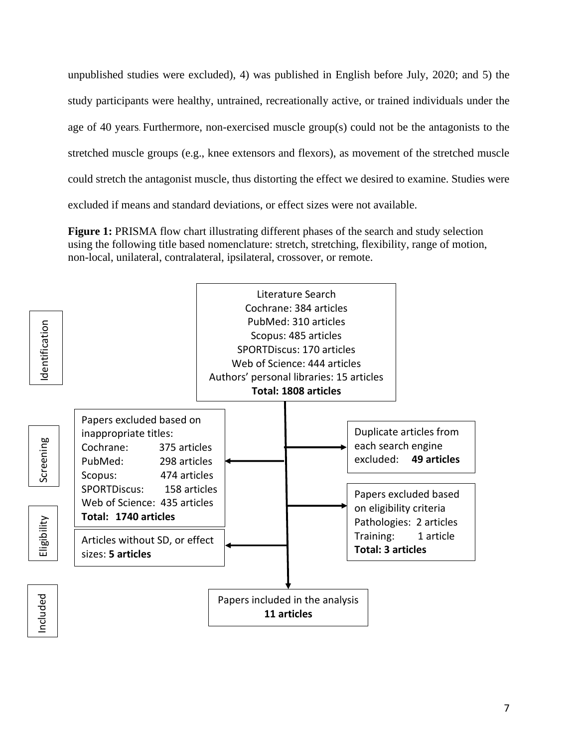unpublished studies were excluded), 4) was published in English before July, 2020; and 5) the study participants were healthy, untrained, recreationally active, or trained individuals under the age of 40 years. Furthermore, non-exercised muscle group(s) could not be the antagonists to the stretched muscle groups (e.g., knee extensors and flexors), as movement of the stretched muscle could stretch the antagonist muscle, thus distorting the effect we desired to examine. Studies were excluded if means and standard deviations, or effect sizes were not available.

**Figure 1:** PRISMA flow chart illustrating different phases of the search and study selection using the following title based nomenclature: stretch, stretching, flexibility, range of motion, non-local, unilateral, contralateral, ipsilateral, crossover, or remote.

**Identification**

Literature Search
Cochrane: 384 articles
PubMed: 310 articles
Scopus: 485 articles
SPORTDiscus: 170 articles
Web of Science: 444 articles
Authors' personal libraries: 15 articles
**Total: 1808 articles**

**Screening**

Papers excluded based on inappropriate titles:
Cochrane: 375 articles
PubMed: 298 articles
Scopus: 474 articles
SPORTDiscus: 158 articles
Web of Science: 435 articles
**Total: 1740 articles**

Duplicate articles from each search engine excluded: **49 articles**

**Eligibility**

Papers excluded based on eligibility criteria
Pathologies: 2 articles
Training: 1 article
**Total: 3 articles**

Articles without SD, or effect sizes: **5 articles**

**Included**

Papers included in the analysis
**11 articles**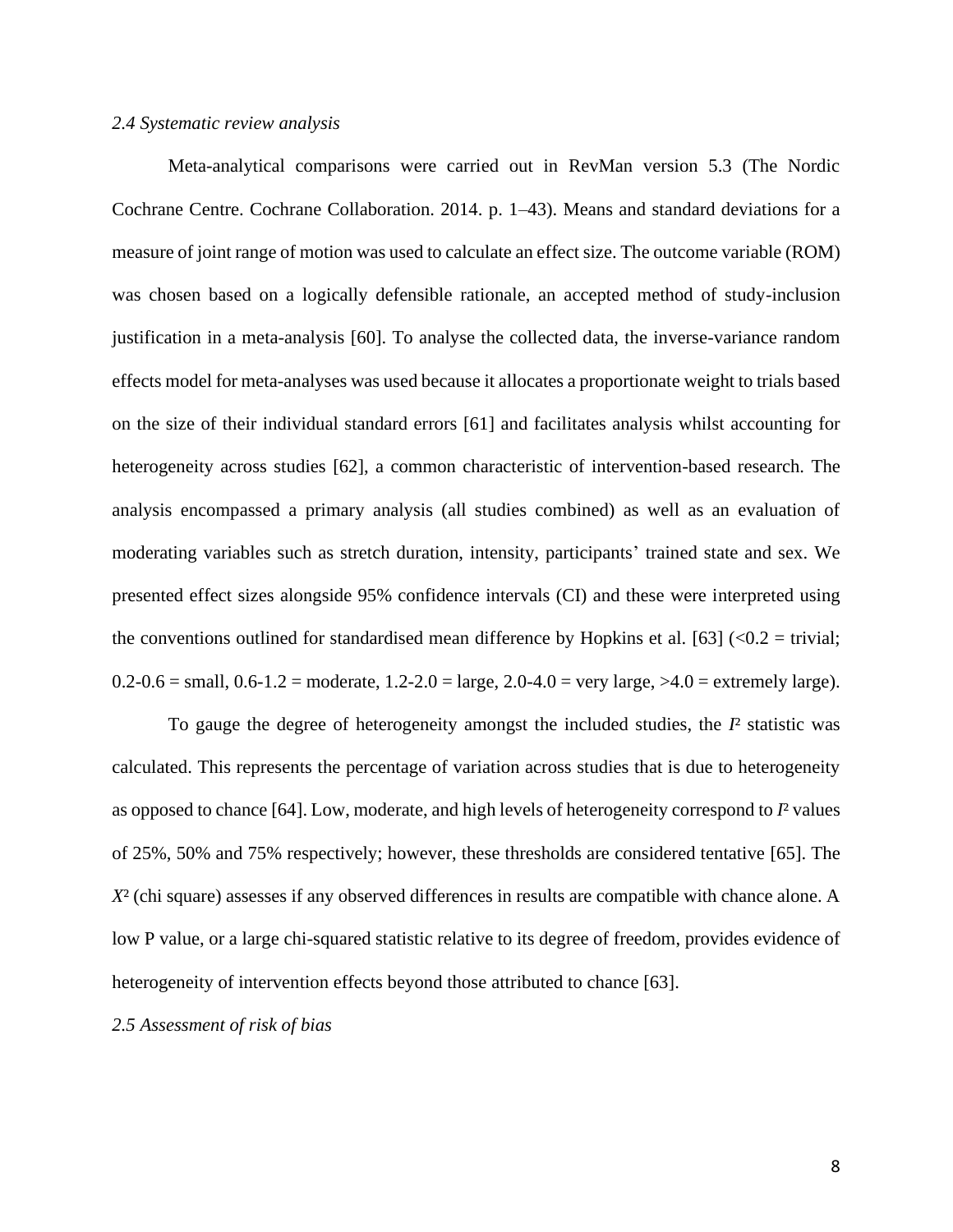### *2.4 Systematic review analysis*

Meta-analytical comparisons were carried out in RevMan version 5.3 (The Nordic Cochrane Centre. Cochrane Collaboration. 2014. p. 1–43). Means and standard deviations for a measure of joint range of motion was used to calculate an effect size. The outcome variable (ROM) was chosen based on a logically defensible rationale, an accepted method of study-inclusion justification in a meta-analysis [60]. To analyse the collected data, the inverse-variance random effects model for meta-analyses was used because it allocates a proportionate weight to trials based on the size of their individual standard errors [61] and facilitates analysis whilst accounting for heterogeneity across studies [62], a common characteristic of intervention-based research. The analysis encompassed a primary analysis (all studies combined) as well as an evaluation of moderating variables such as stretch duration, intensity, participants' trained state and sex. We presented effect sizes alongside 95% confidence intervals (CI) and these were interpreted using the conventions outlined for standardised mean difference by Hopkins et al. [63] (<0.2 = trivial; 0.2-0.6 = small, 0.6-1.2 = moderate, 1.2-2.0 = large, 2.0-4.0 = very large, >4.0 = extremely large).

To gauge the degree of heterogeneity amongst the included studies, the $I^2$ statistic was calculated. This represents the percentage of variation across studies that is due to heterogeneity as opposed to chance [64]. Low, moderate, and high levels of heterogeneity correspond to $I^2$ values of 25%, 50% and 75% respectively; however, these thresholds are considered tentative [65]. The $X^2$ (chi square) assesses if any observed differences in results are compatible with chance alone. A low P value, or a large chi-squared statistic relative to its degree of freedom, provides evidence of heterogeneity of intervention effects beyond those attributed to chance [63].

### *2.5 Assessment of risk of bias*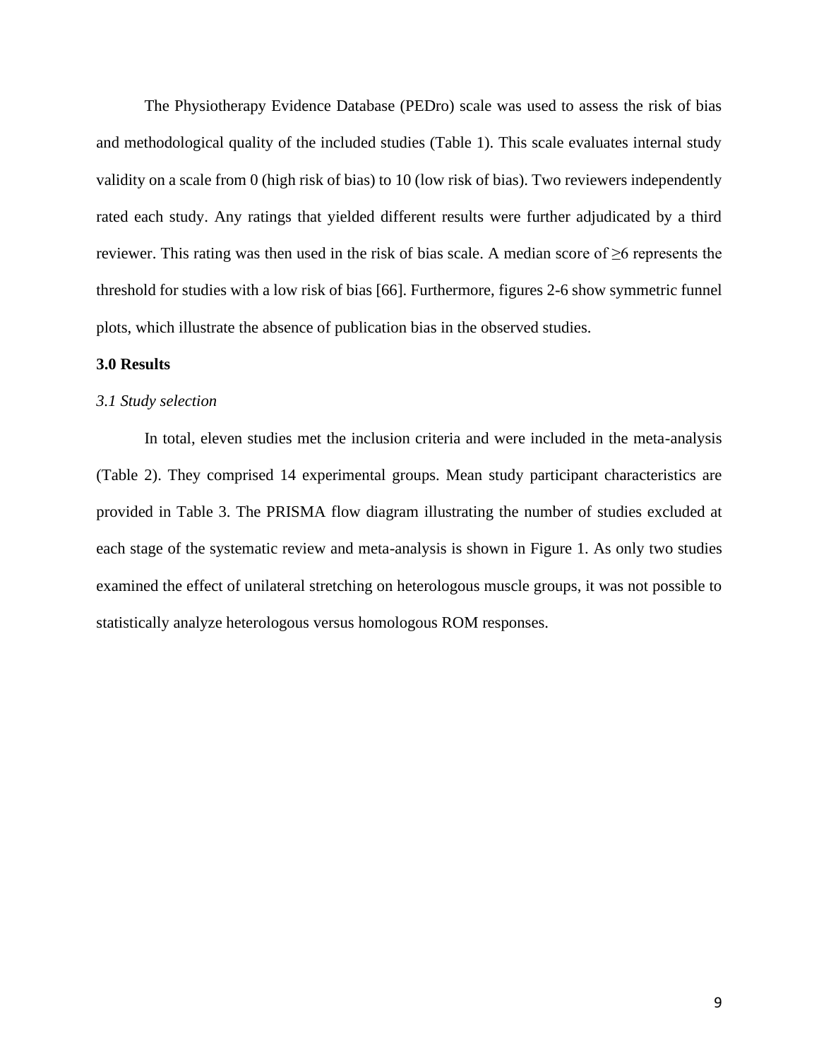The Physiotherapy Evidence Database (PEDro) scale was used to assess the risk of bias and methodological quality of the included studies (Table 1). This scale evaluates internal study validity on a scale from 0 (high risk of bias) to 10 (low risk of bias). Two reviewers independently rated each study. Any ratings that yielded different results were further adjudicated by a third reviewer. This rating was then used in the risk of bias scale. A median score of ≥6 represents the threshold for studies with a low risk of bias [66]. Furthermore, figures 2-6 show symmetric funnel plots, which illustrate the absence of publication bias in the observed studies.

## 3.0 Results

### *3.1 Study selection*

In total, eleven studies met the inclusion criteria and were included in the meta-analysis (Table 2). They comprised 14 experimental groups. Mean study participant characteristics are provided in Table 3. The PRISMA flow diagram illustrating the number of studies excluded at each stage of the systematic review and meta-analysis is shown in Figure 1. As only two studies examined the effect of unilateral stretching on heterologous muscle groups, it was not possible to statistically analyze heterologous versus homologous ROM responses.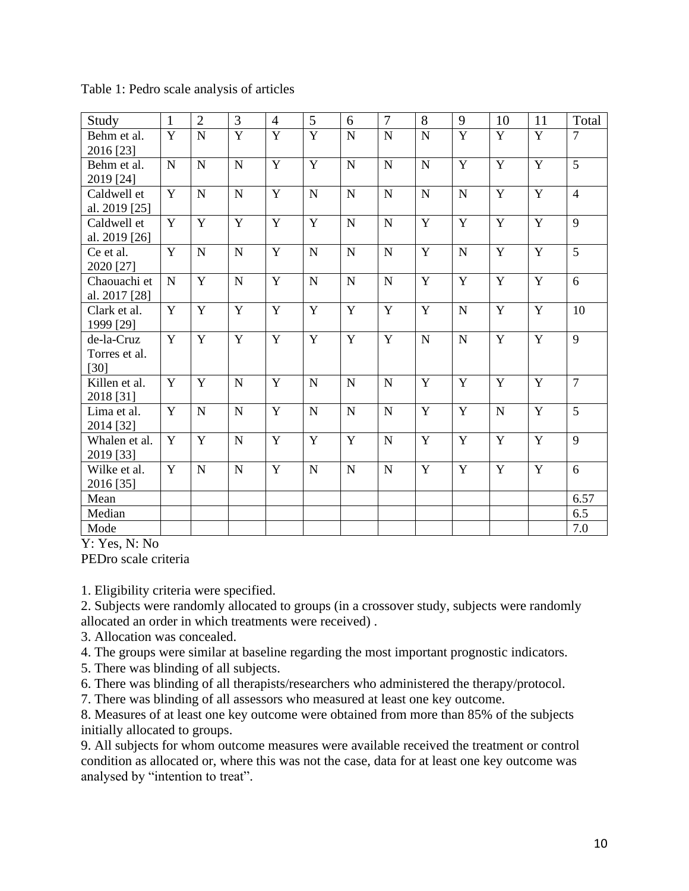Table 1: Pedro scale analysis of articles

| Study | 1 | 2 | 3 | 4 | 5 | 6 | 7 | 8 | 9 | 10 | 11 | Total |
|---|---|---|---|---|---|---|---|---|---|---|---|---|
| Behm et al. 2016 [23] | Y | N | Y | Y | Y | N | N | N | Y | Y | Y | 7 |
| Behm et al. 2019 [24] | N | N | N | Y | Y | N | N | N | Y | Y | Y | 5 |
| Caldwell et al. 2019 [25] | Y | N | N | Y | N | N | N | N | N | Y | Y | 4 |
| Caldwell et al. 2019 [26] | Y | Y | Y | Y | Y | N | N | Y | Y | Y | Y | 9 |
| Ce et al. 2020 [27] | Y | N | N | Y | N | N | N | Y | N | Y | Y | 5 |
| Chaouachi et al. 2017 [28] | N | Y | N | Y | N | N | N | Y | Y | Y | Y | 6 |
| Clark et al. 1999 [29] | Y | Y | Y | Y | Y | Y | Y | Y | N | Y | Y | 10 |
| de-la-Cruz Torres et al. [30] | Y | Y | Y | Y | Y | Y | Y | N | N | Y | Y | 9 |
| Killen et al. 2018 [31] | Y | Y | N | Y | N | N | N | Y | Y | Y | Y | 7 |
| Lima et al. 2014 [32] | Y | N | N | Y | N | N | N | Y | Y | N | Y | 5 |
| Whalen et al. 2019 [33] | Y | Y | N | Y | Y | Y | N | Y | Y | Y | Y | 9 |
| Wilke et al. 2016 [35] | Y | N | N | Y | N | N | N | Y | Y | Y | Y | 6 |
| Mean | | | | | | | | | | | | 6.57 |
| Median | | | | | | | | | | | | 6.5 |
| Mode | | | | | | | | | | | | 7.0 |

Y: Yes, N: No

PEDro scale criteria

1. Eligibility criteria were specified.
2. Subjects were randomly allocated to groups (in a crossover study, subjects were randomly allocated an order in which treatments were received) .
3. Allocation was concealed.
4. The groups were similar at baseline regarding the most important prognostic indicators.
5. There was blinding of all subjects.
6. There was blinding of all therapists/researchers who administered the therapy/protocol.
7. There was blinding of all assessors who measured at least one key outcome.
8. Measures of at least one key outcome were obtained from more than 85% of the subjects initially allocated to groups.
9. All subjects for whom outcome measures were available received the treatment or control condition as allocated or, where this was not the case, data for at least one key outcome was analysed by "intention to treat".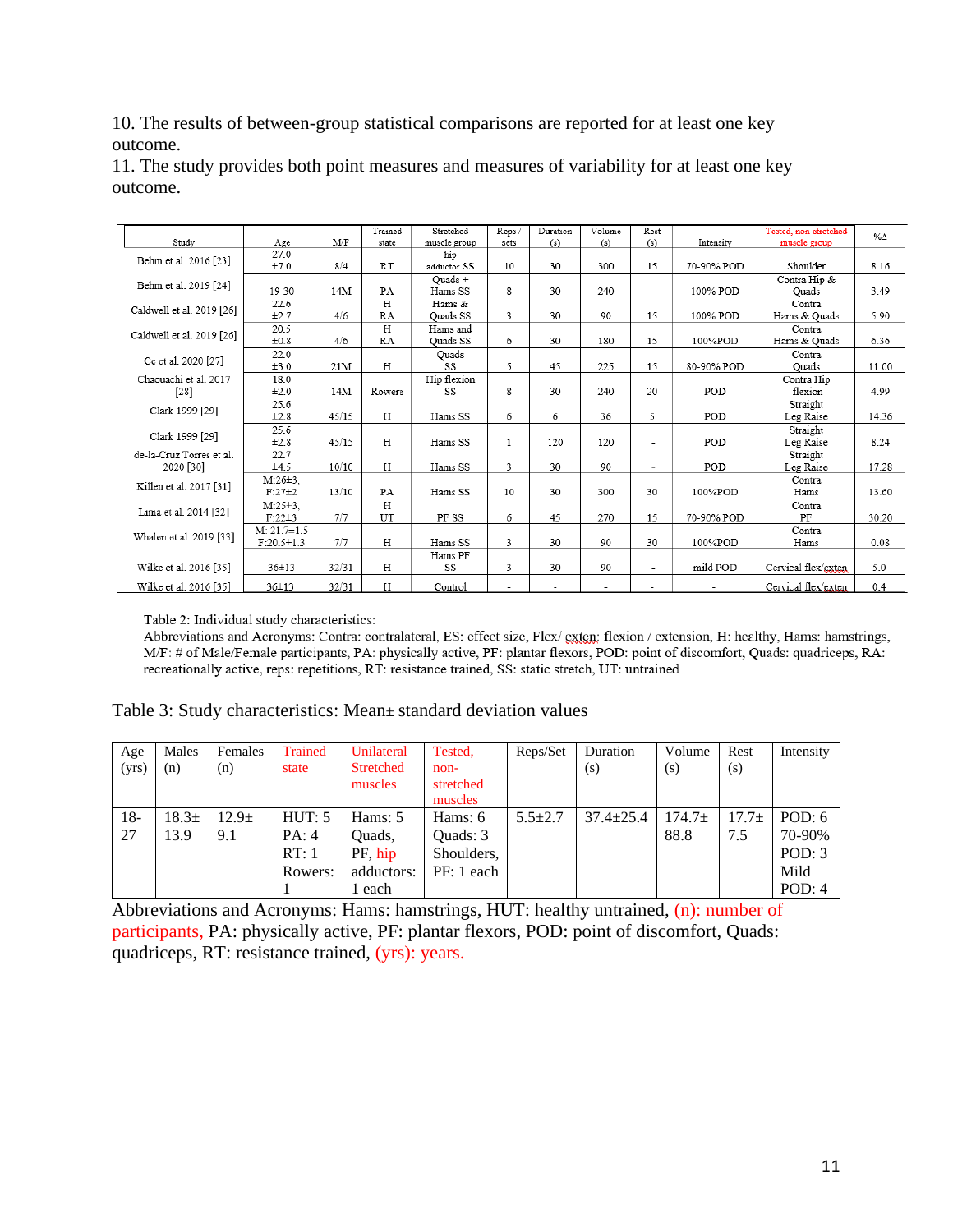10. The results of between-group statistical comparisons are reported for at least one key outcome.
11. The study provides both point measures and measures of variability for at least one key outcome.

| Study | Age | M/F | Trained state | Stretched muscle group | Reps / sets | Duration (s) | Volume (s) | Rest (s) | Intensity | Tested, non-stretched muscle group | %Δ |
|---|---|---|---|---|---|---|---|---|---|---|---|
| Behm et al. 2016 [23] | 27.0 ±7.0 | 8/4 | RT | hip adductor SS | 10 | 30 | 300 | 15 | 70-90% POD | Shoulder | 8.16 |
| Behm et al. 2019 [24] | 19-30 | 14M | PA | Quads + Hams SS | 8 | 30 | 240 | - | 100% POD | Contra Hip & Quads | 3.49 |
| Caldwell et al. 2019 [26] | 22.6 ±2.7 | 4/6 | H RA | Hams & Quads SS | 3 | 30 | 90 | 15 | 100% POD | Contra Hams & Quads | 5.90 |
| Caldwell et al. 2019 [26] | 20.5 ±0.8 | 4/6 | H RA | Hams and Quads SS | 6 | 30 | 180 | 15 | 100%POD | Contra Hams & Quads | 6.36 |
| Ce et al. 2020 [27] | 22.0 ±3.0 | 21M | H | Quads SS | 5 | 45 | 225 | 15 | 80-90% POD | Contra Quads | 11.00 |
| Chaouachi et al. 2017 [28] | 18.0 ±2.0 | 14M | Rowers | Hip flexion SS | 8 | 30 | 240 | 20 | POD | Contra Hip flexion | 4.99 |
| Clark 1999 [29] | 25.6 ±2.8 | 45/15 | H | Hams SS | 6 | 6 | 36 | 5 | POD | Straight Leg Raise | 14.36 |
| Clark 1999 [29] | 25.6 ±2.8 | 45/15 | H | Hams SS | 1 | 120 | 120 | - | POD | Straight Leg Raise | 8.24 |
| de-la-Cruz Torres et al. 2020 [30] | 22.7 ±4.5 | 10/10 | H | Hams SS | 3 | 30 | 90 | - | POD | Straight Leg Raise | 17.28 |
| Killen et al. 2017 [31] | M:26±3, F:27±2 | 13/10 | PA | Hams SS | 10 | 30 | 300 | 30 | 100%POD | Contra Hams | 13.60 |
| Lima et al. 2014 [32] | M:25±3, F:22±3 | 7/7 | H UT | PF SS | 6 | 45 | 270 | 15 | 70-90% POD | Contra PF | 30.20 |
| Whalen et al. 2019 [33] | M: 21.7±1.5 F:20.5±1.3 | 7/7 | H | Hams SS | 3 | 30 | 90 | 30 | 100%POD | Contra Hams | 0.08 |
| Wilke et al. 2016 [35] | 36±13 | 32/31 | H | Hams PF SS | 3 | 30 | 90 | - | mild POD | Cervical flex/exten | 5.0 |
| Wilke et al. 2016 [35] | 36±13 | 32/31 | H | Control | - | - | - | - | - | Cervical flex/exten | 0.4 |

Table 2: Individual study characteristics:
Abbreviations and Acronyms: Contra: contralateral, ES: effect size, Flex/ exten: flexion / extension, H: healthy, Hams: hamstrings, M/F: # of Male/Female participants, PA: physically active, PF: plantar flexors, POD: point of discomfort, Quads: quadriceps, RA: recreationally active, reps: repetitions, RT: resistance trained, SS: static stretch, UT: untrained

Table 3: Study characteristics: Mean± standard deviation values

| Age (yrs) | Males (n) | Females (n) | Trained state | Unilateral Stretched muscles | Tested, non-stretched muscles | Reps/Set | Duration (s) | Volume (s) | Rest (s) | Intensity |
|---|---|---|---|---|---|---|---|---|---|---|
| 18-27 | 18.3± 13.9 | 12.9± 9.1 | HUT: 5 PA: 4 RT: 1 Rowers: 1 | Hams: 5 Quads, PF, hip adductors: 1 each | Hams: 6 Quads: 3 Shoulders, PF: 1 each | 5.5±2.7 | 37.4±25.4 | 174.7± 88.8 | 17.7± 7.5 | POD: 6 70-90% POD: 3 Mild POD: 4 |

Abbreviations and Acronyms: Hams: hamstrings, HUT: healthy untrained, (n): number of participants, PA: physically active, PF: plantar flexors, POD: point of discomfort, Quads: quadriceps, RT: resistance trained, (yrs): years.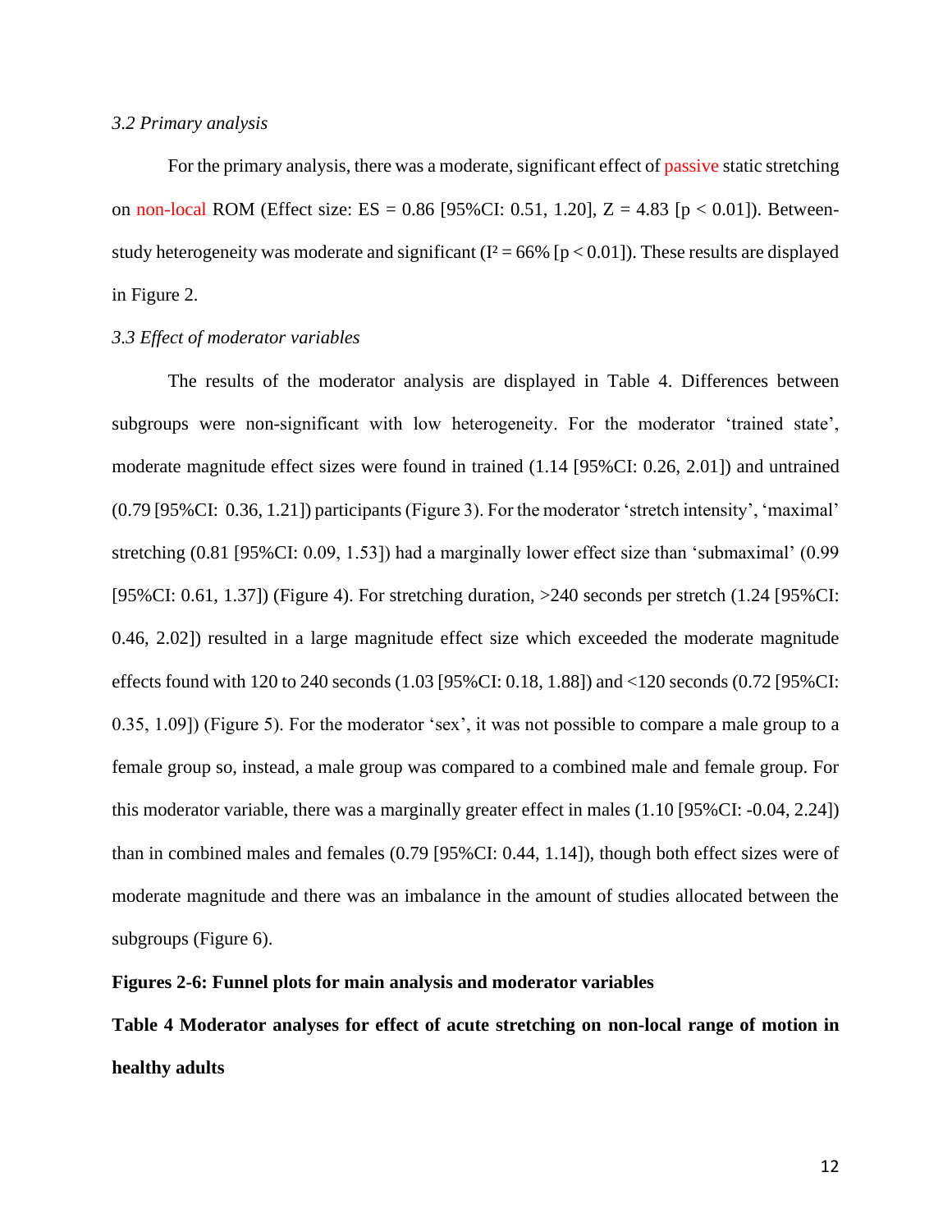### *3.2 Primary analysis*

For the primary analysis, there was a moderate, significant effect of passive static stretching on non-local ROM (Effect size: ES = 0.86 [95%CI: 0.51, 1.20], Z = 4.83 [$p < 0.01$]). Between-study heterogeneity was moderate and significant ($I^2 = 66\%$ [$p < 0.01$]). These results are displayed in Figure 2.

### *3.3 Effect of moderator variables*

The results of the moderator analysis are displayed in Table 4. Differences between subgroups were non-significant with low heterogeneity. For the moderator 'trained state', moderate magnitude effect sizes were found in trained (1.14 [95%CI: 0.26, 2.01]) and untrained (0.79 [95%CI: 0.36, 1.21]) participants (Figure 3). For the moderator 'stretch intensity', 'maximal' stretching (0.81 [95%CI: 0.09, 1.53]) had a marginally lower effect size than 'submaximal' (0.99 [95%CI: 0.61, 1.37]) (Figure 4). For stretching duration, >240 seconds per stretch (1.24 [95%CI: 0.46, 2.02]) resulted in a large magnitude effect size which exceeded the moderate magnitude effects found with 120 to 240 seconds (1.03 [95%CI: 0.18, 1.88]) and <120 seconds (0.72 [95%CI: 0.35, 1.09]) (Figure 5). For the moderator 'sex', it was not possible to compare a male group to a female group so, instead, a male group was compared to a combined male and female group. For this moderator variable, there was a marginally greater effect in males (1.10 [95%CI: -0.04, 2.24]) than in combined males and females (0.79 [95%CI: 0.44, 1.14]), though both effect sizes were of moderate magnitude and there was an imbalance in the amount of studies allocated between the subgroups (Figure 6).

**Figures 2-6: Funnel plots for main analysis and moderator variables**

**Table 4 Moderator analyses for effect of acute stretching on non-local range of motion in healthy adults**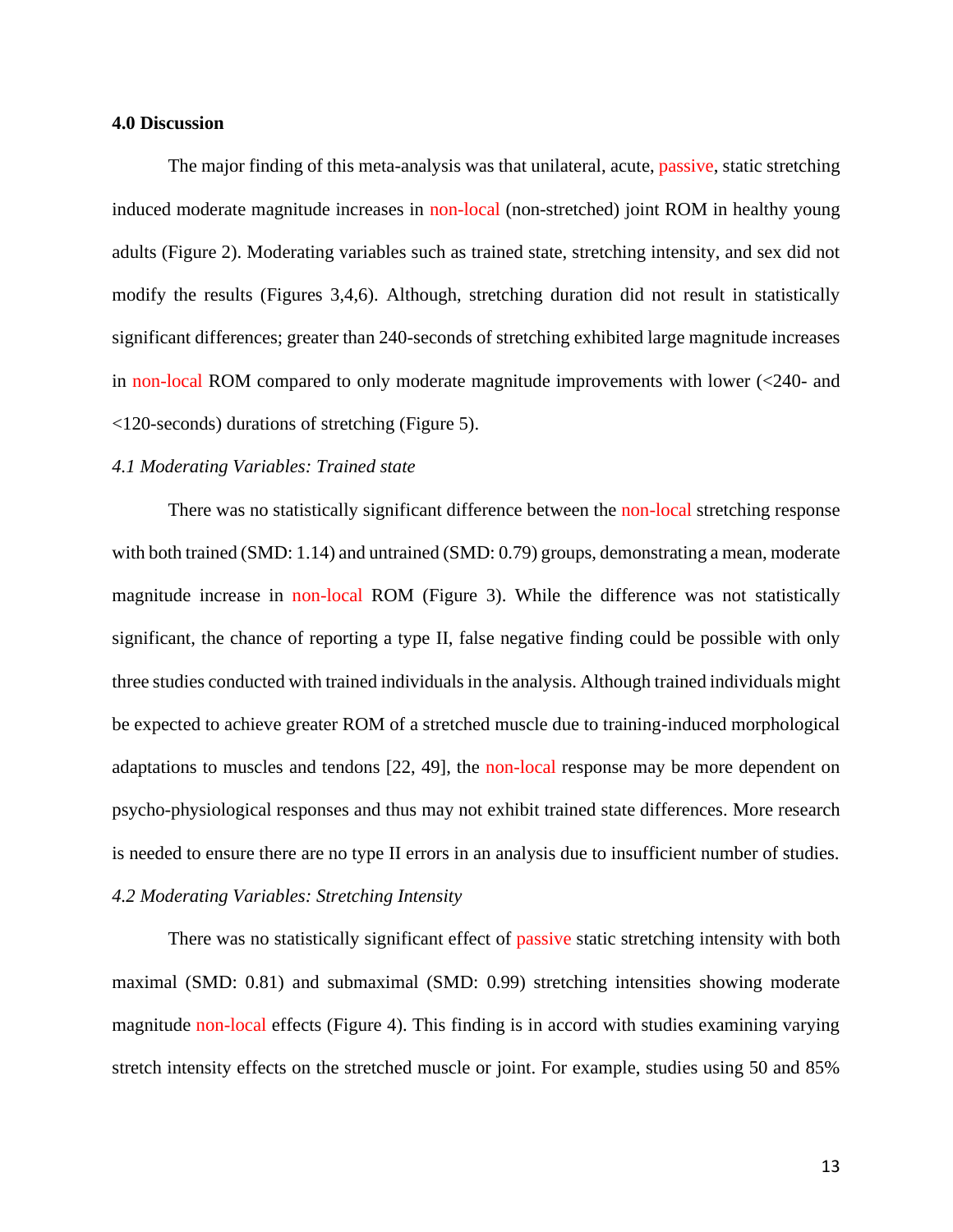## 4.0 Discussion

The major finding of this meta-analysis was that unilateral, acute, passive, static stretching induced moderate magnitude increases in non-local (non-stretched) joint ROM in healthy young adults (Figure 2). Moderating variables such as trained state, stretching intensity, and sex did not modify the results (Figures 3,4,6). Although, stretching duration did not result in statistically significant differences; greater than 240-seconds of stretching exhibited large magnitude increases in non-local ROM compared to only moderate magnitude improvements with lower (<240- and <120-seconds) durations of stretching (Figure 5).

### *4.1 Moderating Variables: Trained state*

There was no statistically significant difference between the non-local stretching response with both trained (SMD: 1.14) and untrained (SMD: 0.79) groups, demonstrating a mean, moderate magnitude increase in non-local ROM (Figure 3). While the difference was not statistically significant, the chance of reporting a type II, false negative finding could be possible with only three studies conducted with trained individuals in the analysis. Although trained individuals might be expected to achieve greater ROM of a stretched muscle due to training-induced morphological adaptations to muscles and tendons [22, 49], the non-local response may be more dependent on psycho-physiological responses and thus may not exhibit trained state differences. More research is needed to ensure there are no type II errors in an analysis due to insufficient number of studies.

### *4.2 Moderating Variables: Stretching Intensity*

There was no statistically significant effect of passive static stretching intensity with both maximal (SMD: 0.81) and submaximal (SMD: 0.99) stretching intensities showing moderate magnitude non-local effects (Figure 4). This finding is in accord with studies examining varying stretch intensity effects on the stretched muscle or joint. For example, studies using 50 and 85%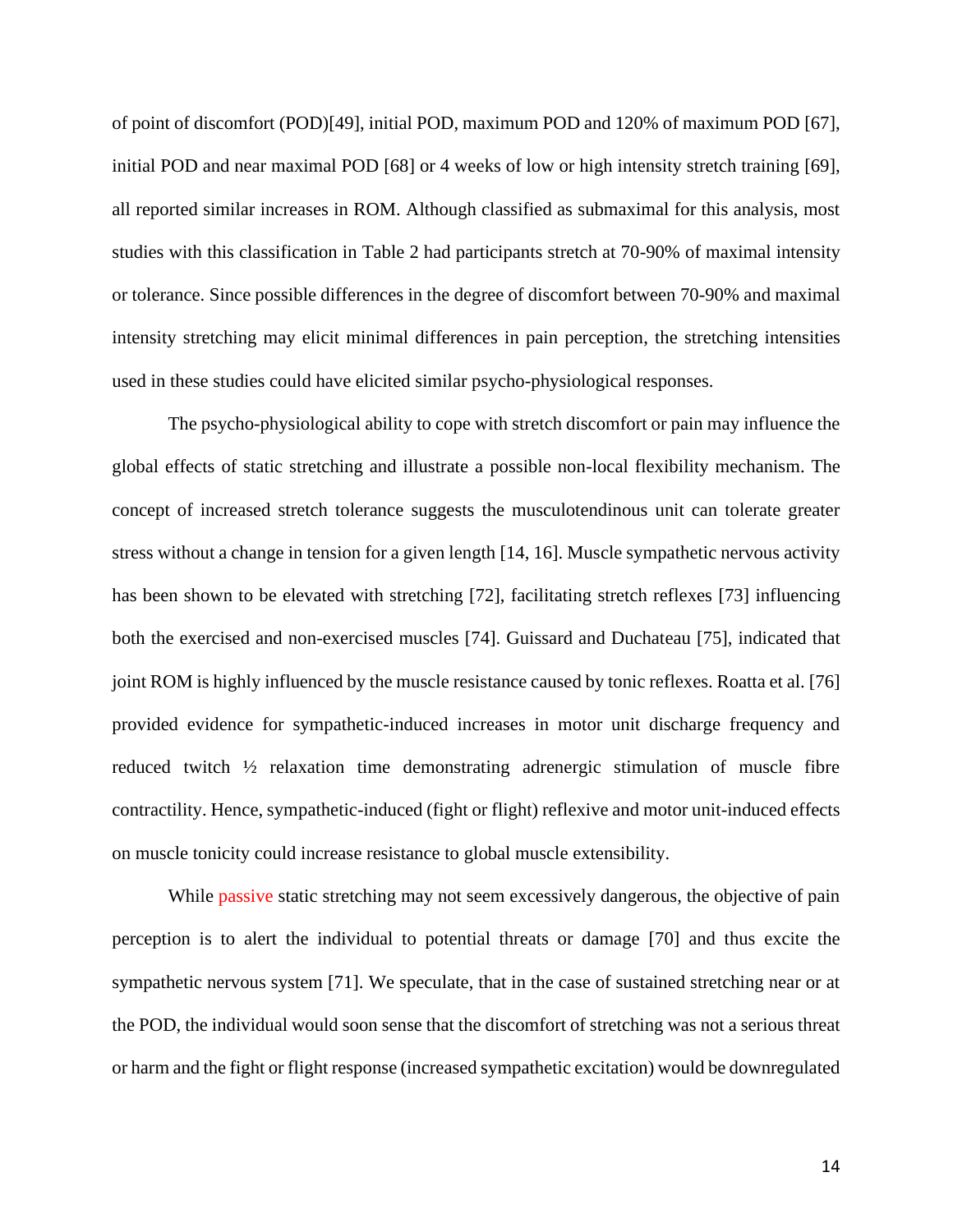of point of discomfort (POD)[49], initial POD, maximum POD and 120% of maximum POD [67], initial POD and near maximal POD [68] or 4 weeks of low or high intensity stretch training [69], all reported similar increases in ROM. Although classified as submaximal for this analysis, most studies with this classification in Table 2 had participants stretch at 70-90% of maximal intensity or tolerance. Since possible differences in the degree of discomfort between 70-90% and maximal intensity stretching may elicit minimal differences in pain perception, the stretching intensities used in these studies could have elicited similar psycho-physiological responses.

The psycho-physiological ability to cope with stretch discomfort or pain may influence the global effects of static stretching and illustrate a possible non-local flexibility mechanism. The concept of increased stretch tolerance suggests the musculotendinous unit can tolerate greater stress without a change in tension for a given length [14, 16]. Muscle sympathetic nervous activity has been shown to be elevated with stretching [72], facilitating stretch reflexes [73] influencing both the exercised and non-exercised muscles [74]. Guissard and Duchateau [75], indicated that joint ROM is highly influenced by the muscle resistance caused by tonic reflexes. Roatta et al. [76] provided evidence for sympathetic-induced increases in motor unit discharge frequency and reduced twitch ½ relaxation time demonstrating adrenergic stimulation of muscle fibre contractility. Hence, sympathetic-induced (fight or flight) reflexive and motor unit-induced effects on muscle tonicity could increase resistance to global muscle extensibility.

While passive static stretching may not seem excessively dangerous, the objective of pain perception is to alert the individual to potential threats or damage [70] and thus excite the sympathetic nervous system [71]. We speculate, that in the case of sustained stretching near or at the POD, the individual would soon sense that the discomfort of stretching was not a serious threat or harm and the fight or flight response (increased sympathetic excitation) would be downregulated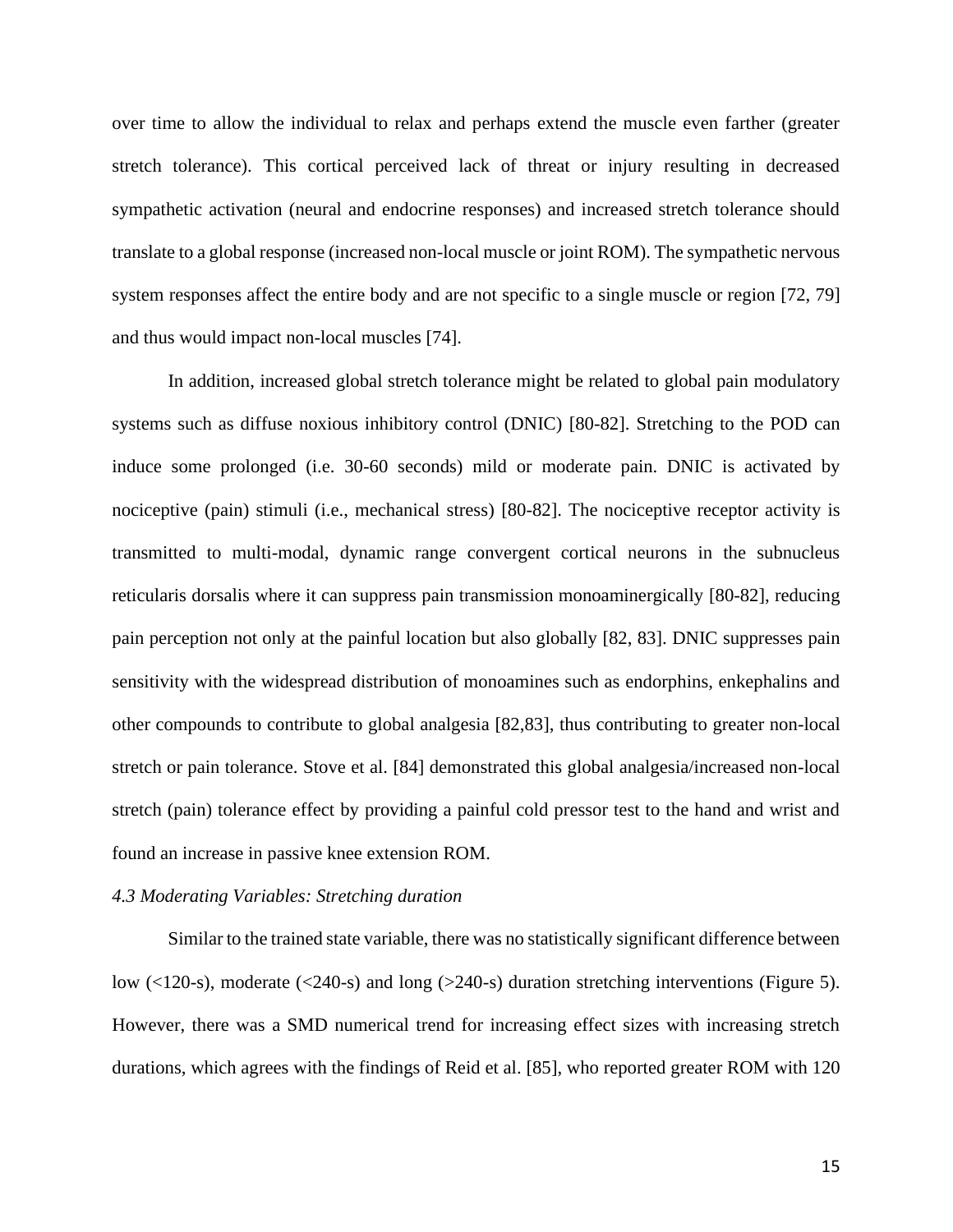over time to allow the individual to relax and perhaps extend the muscle even farther (greater stretch tolerance). This cortical perceived lack of threat or injury resulting in decreased sympathetic activation (neural and endocrine responses) and increased stretch tolerance should translate to a global response (increased non-local muscle or joint ROM). The sympathetic nervous system responses affect the entire body and are not specific to a single muscle or region [72, 79] and thus would impact non-local muscles [74].

In addition, increased global stretch tolerance might be related to global pain modulatory systems such as diffuse noxious inhibitory control (DNIC) [80-82]. Stretching to the POD can induce some prolonged (i.e. 30-60 seconds) mild or moderate pain. DNIC is activated by nociceptive (pain) stimuli (i.e., mechanical stress) [80-82]. The nociceptive receptor activity is transmitted to multi-modal, dynamic range convergent cortical neurons in the subnucleus reticularis dorsalis where it can suppress pain transmission monoaminergically [80-82], reducing pain perception not only at the painful location but also globally [82, 83]. DNIC suppresses pain sensitivity with the widespread distribution of monoamines such as endorphins, enkephalins and other compounds to contribute to global analgesia [82,83], thus contributing to greater non-local stretch or pain tolerance. Stove et al. [84] demonstrated this global analgesia/increased non-local stretch (pain) tolerance effect by providing a painful cold pressor test to the hand and wrist and found an increase in passive knee extension ROM.

*4.3 Moderating Variables: Stretching duration*

Similar to the trained state variable, there was no statistically significant difference between low (<120-s), moderate (<240-s) and long (>240-s) duration stretching interventions (Figure 5). However, there was a SMD numerical trend for increasing effect sizes with increasing stretch durations, which agrees with the findings of Reid et al. [85], who reported greater ROM with 120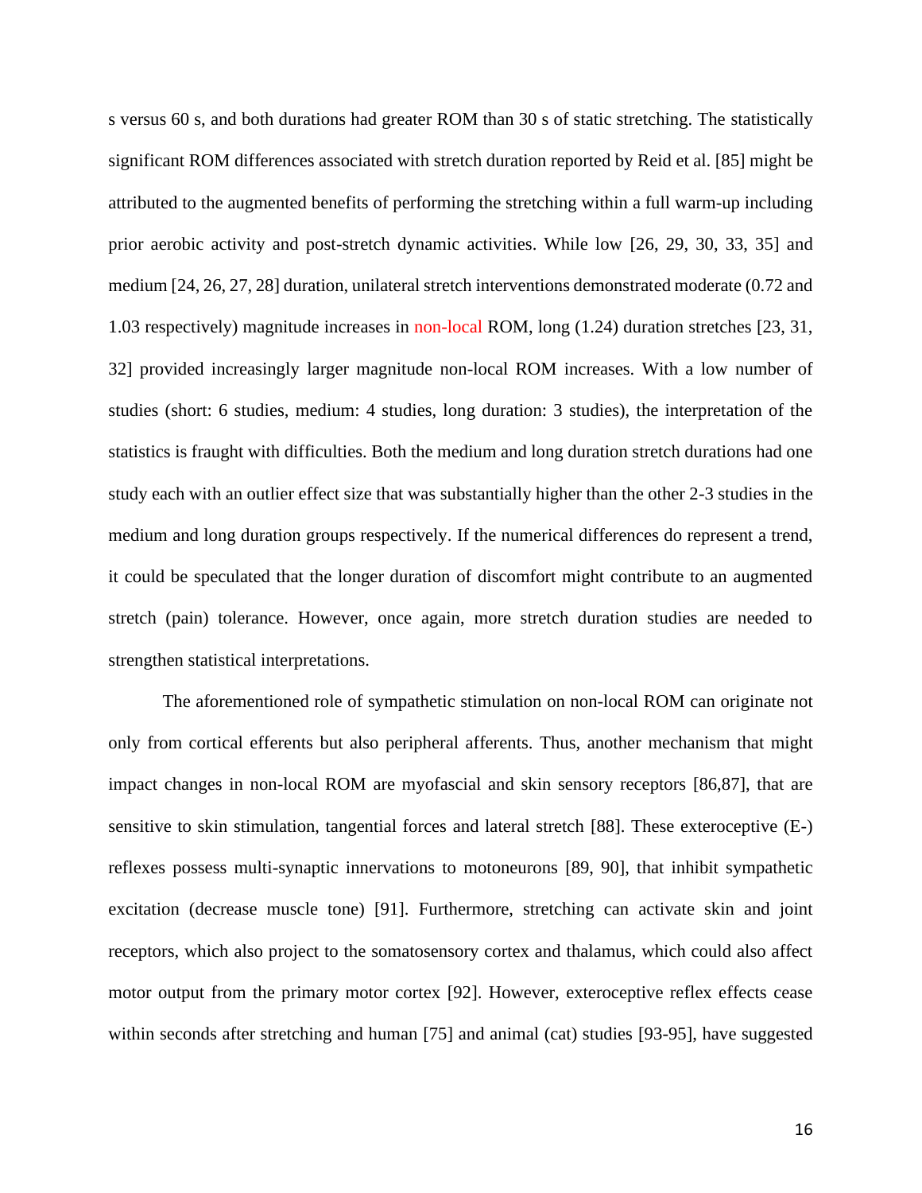s versus 60 s, and both durations had greater ROM than 30 s of static stretching. The statistically significant ROM differences associated with stretch duration reported by Reid et al. [85] might be attributed to the augmented benefits of performing the stretching within a full warm-up including prior aerobic activity and post-stretch dynamic activities. While low [26, 29, 30, 33, 35] and medium [24, 26, 27, 28] duration, unilateral stretch interventions demonstrated moderate (0.72 and 1.03 respectively) magnitude increases in non-local ROM, long (1.24) duration stretches [23, 31, 32] provided increasingly larger magnitude non-local ROM increases. With a low number of studies (short: 6 studies, medium: 4 studies, long duration: 3 studies), the interpretation of the statistics is fraught with difficulties. Both the medium and long duration stretch durations had one study each with an outlier effect size that was substantially higher than the other 2-3 studies in the medium and long duration groups respectively. If the numerical differences do represent a trend, it could be speculated that the longer duration of discomfort might contribute to an augmented stretch (pain) tolerance. However, once again, more stretch duration studies are needed to strengthen statistical interpretations.

The aforementioned role of sympathetic stimulation on non-local ROM can originate not only from cortical efferents but also peripheral afferents. Thus, another mechanism that might impact changes in non-local ROM are myofascial and skin sensory receptors [86,87], that are sensitive to skin stimulation, tangential forces and lateral stretch [88]. These exteroceptive (E-) reflexes possess multi-synaptic innervations to motoneurons [89, 90], that inhibit sympathetic excitation (decrease muscle tone) [91]. Furthermore, stretching can activate skin and joint receptors, which also project to the somatosensory cortex and thalamus, which could also affect motor output from the primary motor cortex [92]. However, exteroceptive reflex effects cease within seconds after stretching and human [75] and animal (cat) studies [93-95], have suggested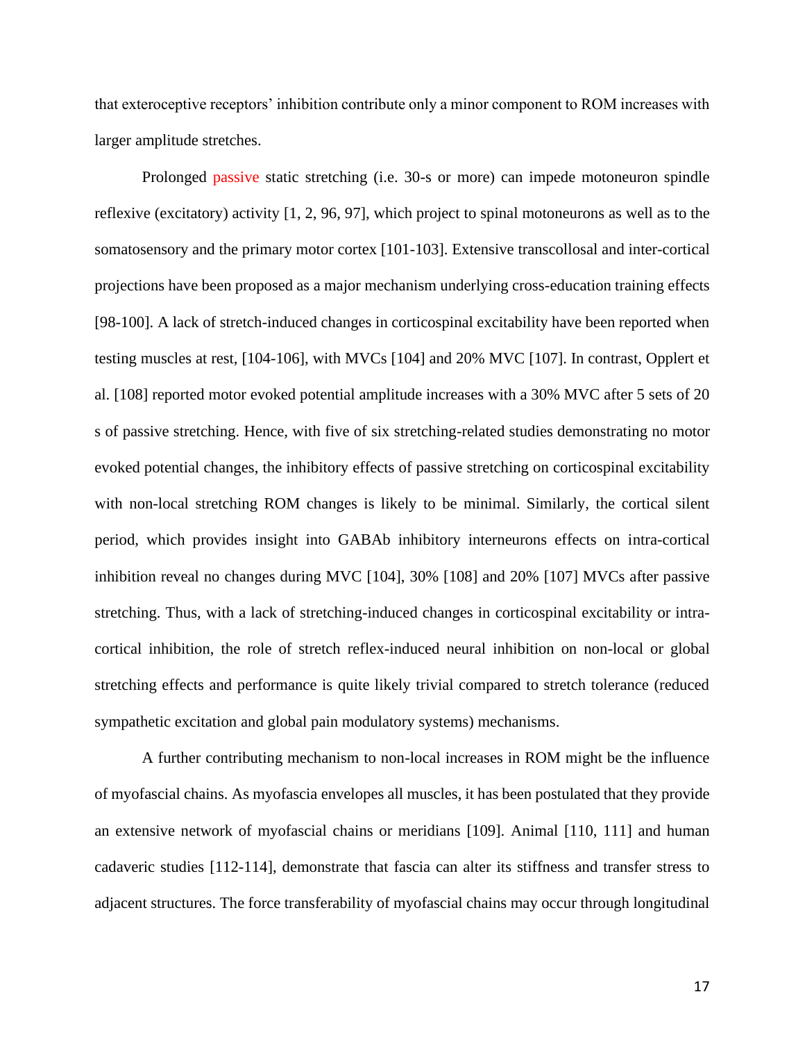that exteroceptive receptors' inhibition contribute only a minor component to ROM increases with larger amplitude stretches.

Prolonged passive static stretching (i.e. 30-s or more) can impede motoneuron spindle reflexive (excitatory) activity [1, 2, 96, 97], which project to spinal motoneurons as well as to the somatosensory and the primary motor cortex [101-103]. Extensive transcollosal and inter-cortical projections have been proposed as a major mechanism underlying cross-education training effects [98-100]. A lack of stretch-induced changes in corticospinal excitability have been reported when testing muscles at rest, [104-106], with MVCs [104] and 20% MVC [107]. In contrast, Opplert et al. [108] reported motor evoked potential amplitude increases with a 30% MVC after 5 sets of 20 s of passive stretching. Hence, with five of six stretching-related studies demonstrating no motor evoked potential changes, the inhibitory effects of passive stretching on corticospinal excitability with non-local stretching ROM changes is likely to be minimal. Similarly, the cortical silent period, which provides insight into GABAb inhibitory interneurons effects on intra-cortical inhibition reveal no changes during MVC [104], 30% [108] and 20% [107] MVCs after passive stretching. Thus, with a lack of stretching-induced changes in corticospinal excitability or intra-cortical inhibition, the role of stretch reflex-induced neural inhibition on non-local or global stretching effects and performance is quite likely trivial compared to stretch tolerance (reduced sympathetic excitation and global pain modulatory systems) mechanisms.

A further contributing mechanism to non-local increases in ROM might be the influence of myofascial chains. As myofascia envelopes all muscles, it has been postulated that they provide an extensive network of myofascial chains or meridians [109]. Animal [110, 111] and human cadaveric studies [112-114], demonstrate that fascia can alter its stiffness and transfer stress to adjacent structures. The force transferability of myofascial chains may occur through longitudinal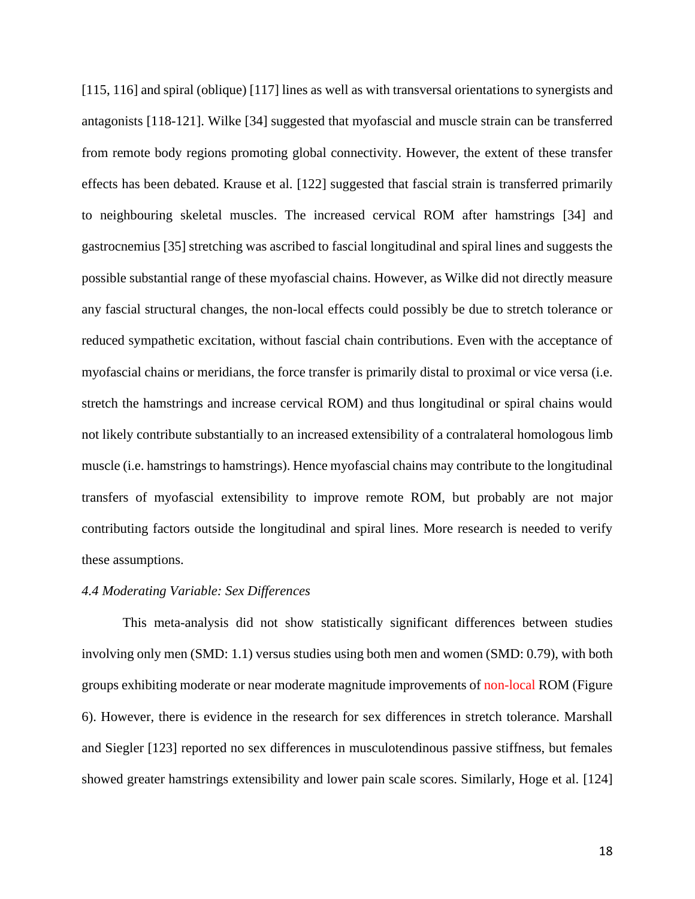[115, 116] and spiral (oblique) [117] lines as well as with transversal orientations to synergists and antagonists [118-121]. Wilke [34] suggested that myofascial and muscle strain can be transferred from remote body regions promoting global connectivity. However, the extent of these transfer effects has been debated. Krause et al. [122] suggested that fascial strain is transferred primarily to neighbouring skeletal muscles. The increased cervical ROM after hamstrings [34] and gastrocnemius [35] stretching was ascribed to fascial longitudinal and spiral lines and suggests the possible substantial range of these myofascial chains. However, as Wilke did not directly measure any fascial structural changes, the non-local effects could possibly be due to stretch tolerance or reduced sympathetic excitation, without fascial chain contributions. Even with the acceptance of myofascial chains or meridians, the force transfer is primarily distal to proximal or vice versa (i.e. stretch the hamstrings and increase cervical ROM) and thus longitudinal or spiral chains would not likely contribute substantially to an increased extensibility of a contralateral homologous limb muscle (i.e. hamstrings to hamstrings). Hence myofascial chains may contribute to the longitudinal transfers of myofascial extensibility to improve remote ROM, but probably are not major contributing factors outside the longitudinal and spiral lines. More research is needed to verify these assumptions.

*4.4 Moderating Variable: Sex Differences*

This meta-analysis did not show statistically significant differences between studies involving only men (SMD: 1.1) versus studies using both men and women (SMD: 0.79), with both groups exhibiting moderate or near moderate magnitude improvements of non-local ROM (Figure 6). However, there is evidence in the research for sex differences in stretch tolerance. Marshall and Siegler [123] reported no sex differences in musculotendinous passive stiffness, but females showed greater hamstrings extensibility and lower pain scale scores. Similarly, Hoge et al. [124]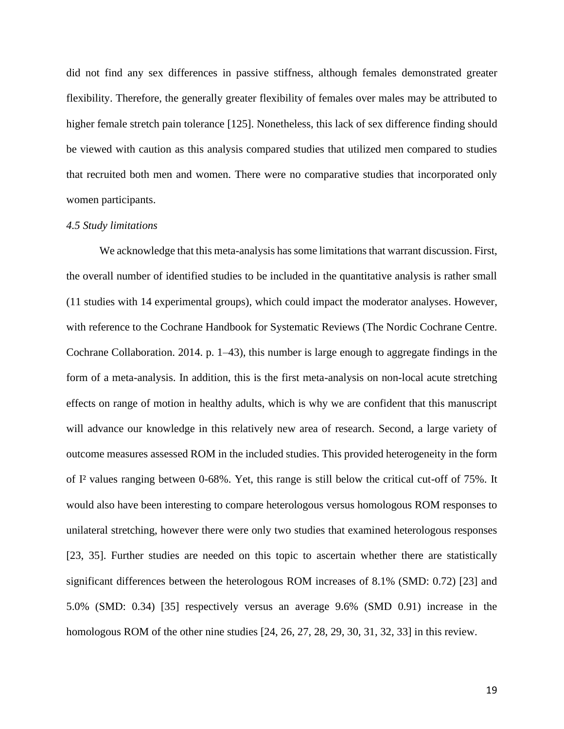did not find any sex differences in passive stiffness, although females demonstrated greater flexibility. Therefore, the generally greater flexibility of females over males may be attributed to higher female stretch pain tolerance [125]. Nonetheless, this lack of sex difference finding should be viewed with caution as this analysis compared studies that utilized men compared to studies that recruited both men and women. There were no comparative studies that incorporated only women participants.

### *4.5 Study limitations*

We acknowledge that this meta-analysis has some limitations that warrant discussion. First, the overall number of identified studies to be included in the quantitative analysis is rather small (11 studies with 14 experimental groups), which could impact the moderator analyses. However, with reference to the Cochrane Handbook for Systematic Reviews (The Nordic Cochrane Centre. Cochrane Collaboration. 2014. p. 1–43), this number is large enough to aggregate findings in the form of a meta-analysis. In addition, this is the first meta-analysis on non-local acute stretching effects on range of motion in healthy adults, which is why we are confident that this manuscript will advance our knowledge in this relatively new area of research. Second, a large variety of outcome measures assessed ROM in the included studies. This provided heterogeneity in the form of $I^2$ values ranging between 0-68%. Yet, this range is still below the critical cut-off of 75%. It would also have been interesting to compare heterologous versus homologous ROM responses to unilateral stretching, however there were only two studies that examined heterologous responses [23, 35]. Further studies are needed on this topic to ascertain whether there are statistically significant differences between the heterologous ROM increases of 8.1% (SMD: 0.72) [23] and 5.0% (SMD: 0.34) [35] respectively versus an average 9.6% (SMD 0.91) increase in the homologous ROM of the other nine studies [24, 26, 27, 28, 29, 30, 31, 32, 33] in this review.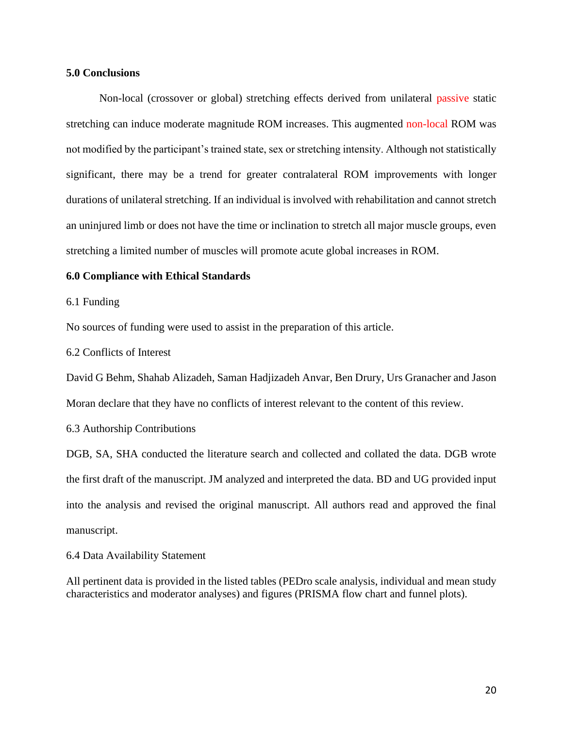## 5.0 Conclusions

Non-local (crossover or global) stretching effects derived from unilateral passive static stretching can induce moderate magnitude ROM increases. This augmented non-local ROM was not modified by the participant's trained state, sex or stretching intensity. Although not statistically significant, there may be a trend for greater contralateral ROM improvements with longer durations of unilateral stretching. If an individual is involved with rehabilitation and cannot stretch an uninjured limb or does not have the time or inclination to stretch all major muscle groups, even stretching a limited number of muscles will promote acute global increases in ROM.

## 6.0 Compliance with Ethical Standards

### 6.1 Funding

No sources of funding were used to assist in the preparation of this article.

### 6.2 Conflicts of Interest

David G Behm, Shahab Alizadeh, Saman Hadjizadeh Anvar, Ben Drury, Urs Granacher and Jason Moran declare that they have no conflicts of interest relevant to the content of this review.

### 6.3 Authorship Contributions

DGB, SA, SHA conducted the literature search and collected and collated the data. DGB wrote the first draft of the manuscript. JM analyzed and interpreted the data. BD and UG provided input into the analysis and revised the original manuscript. All authors read and approved the final manuscript.

### 6.4 Data Availability Statement

All pertinent data is provided in the listed tables (PEDro scale analysis, individual and mean study characteristics and moderator analyses) and figures (PRISMA flow chart and funnel plots).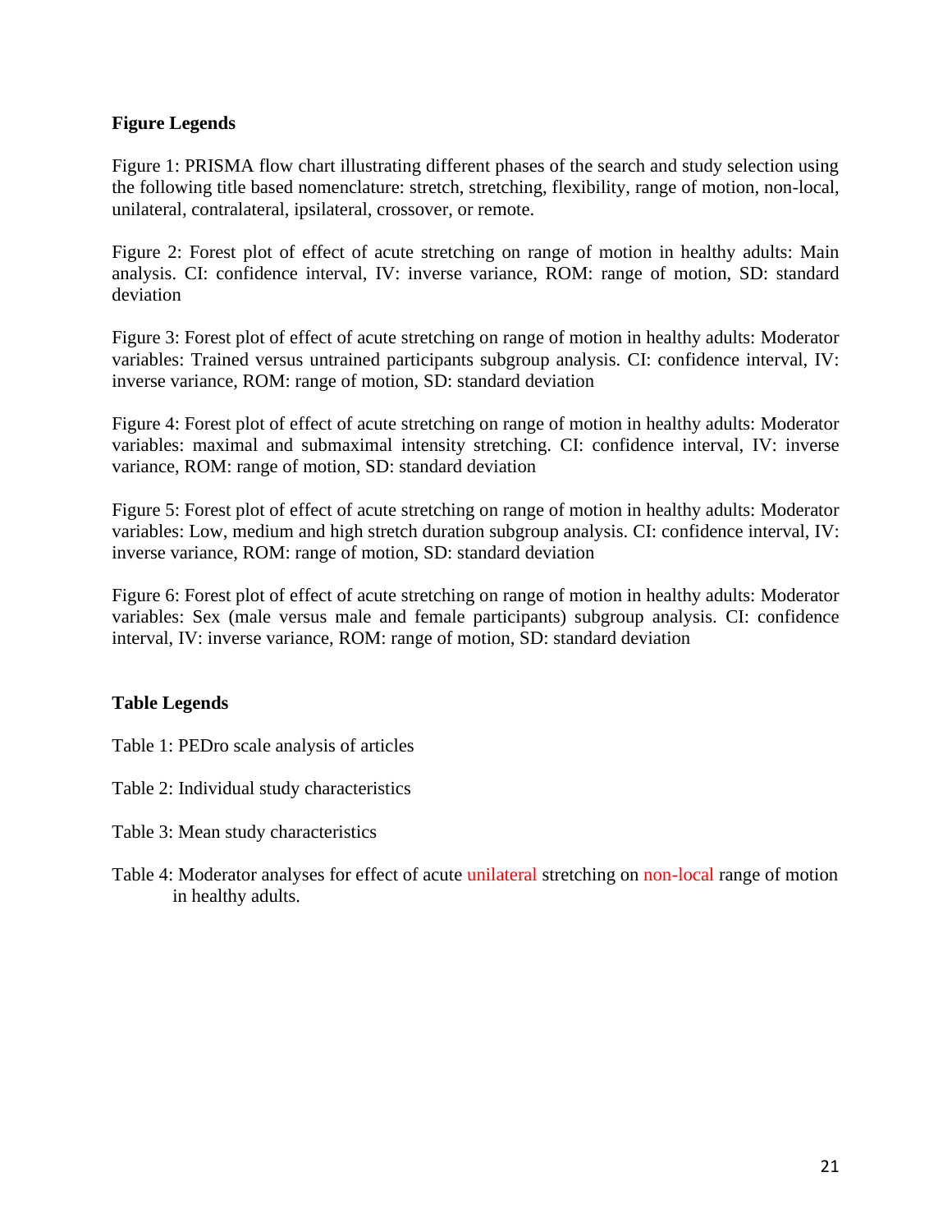**Figure Legends**

Figure 1: PRISMA flow chart illustrating different phases of the search and study selection using the following title based nomenclature: stretch, stretching, flexibility, range of motion, non-local, unilateral, contralateral, ipsilateral, crossover, or remote.

Figure 2: Forest plot of effect of acute stretching on range of motion in healthy adults: Main analysis. CI: confidence interval, IV: inverse variance, ROM: range of motion, SD: standard deviation

Figure 3: Forest plot of effect of acute stretching on range of motion in healthy adults: Moderator variables: Trained versus untrained participants subgroup analysis. CI: confidence interval, IV: inverse variance, ROM: range of motion, SD: standard deviation

Figure 4: Forest plot of effect of acute stretching on range of motion in healthy adults: Moderator variables: maximal and submaximal intensity stretching. CI: confidence interval, IV: inverse variance, ROM: range of motion, SD: standard deviation

Figure 5: Forest plot of effect of acute stretching on range of motion in healthy adults: Moderator variables: Low, medium and high stretch duration subgroup analysis. CI: confidence interval, IV: inverse variance, ROM: range of motion, SD: standard deviation

Figure 6: Forest plot of effect of acute stretching on range of motion in healthy adults: Moderator variables: Sex (male versus male and female participants) subgroup analysis. CI: confidence interval, IV: inverse variance, ROM: range of motion, SD: standard deviation

**Table Legends**

Table 1: PEDro scale analysis of articles

Table 2: Individual study characteristics

Table 3: Mean study characteristics

Table 4: Moderator analyses for effect of acute unilateral stretching on non-local range of motion in healthy adults.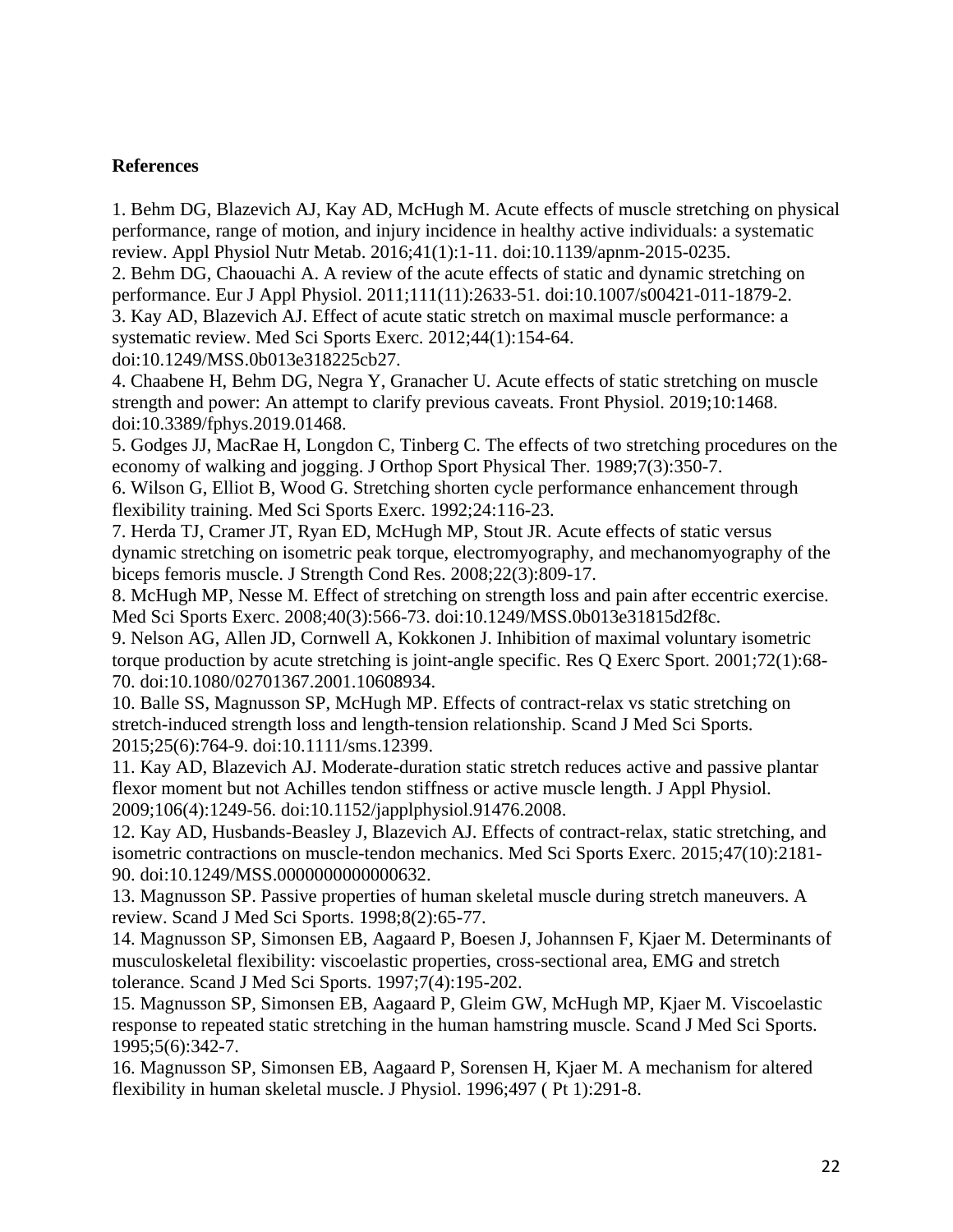**References**

1. Behm DG, Blazevich AJ, Kay AD, McHugh M. Acute effects of muscle stretching on physical performance, range of motion, and injury incidence in healthy active individuals: a systematic review. Appl Physiol Nutr Metab. 2016;41(1):1-11. doi:10.1139/apnm-2015-0235.
2. Behm DG, Chaouachi A. A review of the acute effects of static and dynamic stretching on performance. Eur J Appl Physiol. 2011;111(11):2633-51. doi:10.1007/s00421-011-1879-2.
3. Kay AD, Blazevich AJ. Effect of acute static stretch on maximal muscle performance: a systematic review. Med Sci Sports Exerc. 2012;44(1):154-64. doi:10.1249/MSS.0b013e318225cb27.
4. Chaabene H, Behm DG, Negra Y, Granacher U. Acute effects of static stretching on muscle strength and power: An attempt to clarify previous caveats. Front Physiol. 2019;10:1468. doi:10.3389/fphys.2019.01468.
5. Godges JJ, MacRae H, Longdon C, Tinberg C. The effects of two stretching procedures on the economy of walking and jogging. J Orthop Sport Physical Ther. 1989;7(3):350-7.
6. Wilson G, Elliot B, Wood G. Stretching shorten cycle performance enhancement through flexibility training. Med Sci Sports Exerc. 1992;24:116-23.
7. Herda TJ, Cramer JT, Ryan ED, McHugh MP, Stout JR. Acute effects of static versus dynamic stretching on isometric peak torque, electromyography, and mechanomyography of the biceps femoris muscle. J Strength Cond Res. 2008;22(3):809-17.
8. McHugh MP, Nesse M. Effect of stretching on strength loss and pain after eccentric exercise. Med Sci Sports Exerc. 2008;40(3):566-73. doi:10.1249/MSS.0b013e31815d2f8c.
9. Nelson AG, Allen JD, Cornwell A, Kokkonen J. Inhibition of maximal voluntary isometric torque production by acute stretching is joint-angle specific. Res Q Exerc Sport. 2001;72(1):68-70. doi:10.1080/02701367.2001.10608934.
10. Balle SS, Magnusson SP, McHugh MP. Effects of contract-relax vs static stretching on stretch-induced strength loss and length-tension relationship. Scand J Med Sci Sports. 2015;25(6):764-9. doi:10.1111/sms.12399.
11. Kay AD, Blazevich AJ. Moderate-duration static stretch reduces active and passive plantar flexor moment but not Achilles tendon stiffness or active muscle length. J Appl Physiol. 2009;106(4):1249-56. doi:10.1152/japplphysiol.91476.2008.
12. Kay AD, Husbands-Beasley J, Blazevich AJ. Effects of contract-relax, static stretching, and isometric contractions on muscle-tendon mechanics. Med Sci Sports Exerc. 2015;47(10):2181-90. doi:10.1249/MSS.0000000000000632.
13. Magnusson SP. Passive properties of human skeletal muscle during stretch maneuvers. A review. Scand J Med Sci Sports. 1998;8(2):65-77.
14. Magnusson SP, Simonsen EB, Aagaard P, Boesen J, Johannsen F, Kjaer M. Determinants of musculoskeletal flexibility: viscoelastic properties, cross-sectional area, EMG and stretch tolerance. Scand J Med Sci Sports. 1997;7(4):195-202.
15. Magnusson SP, Simonsen EB, Aagaard P, Gleim GW, McHugh MP, Kjaer M. Viscoelastic response to repeated static stretching in the human hamstring muscle. Scand J Med Sci Sports. 1995;5(6):342-7.
16. Magnusson SP, Simonsen EB, Aagaard P, Sorensen H, Kjaer M. A mechanism for altered flexibility in human skeletal muscle. J Physiol. 1996;497 ( Pt 1):291-8.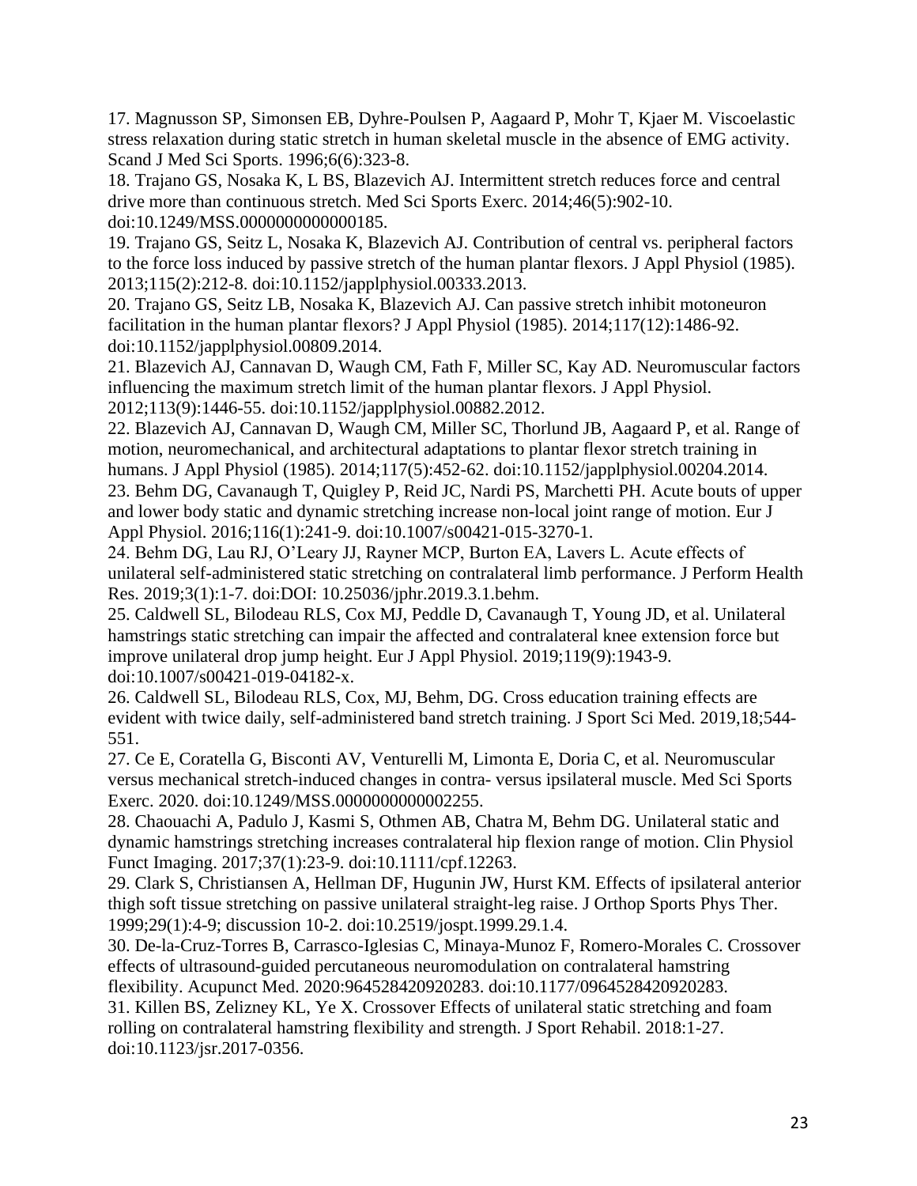17. Magnusson SP, Simonsen EB, Dyhre-Poulsen P, Aagaard P, Mohr T, Kjaer M. Viscoelastic stress relaxation during static stretch in human skeletal muscle in the absence of EMG activity. Scand J Med Sci Sports. 1996;6(6):323-8.

18. Trajano GS, Nosaka K, L BS, Blazevich AJ. Intermittent stretch reduces force and central drive more than continuous stretch. Med Sci Sports Exerc. 2014;46(5):902-10. doi:10.1249/MSS.0000000000000185.

19. Trajano GS, Seitz L, Nosaka K, Blazevich AJ. Contribution of central vs. peripheral factors to the force loss induced by passive stretch of the human plantar flexors. J Appl Physiol (1985). 2013;115(2):212-8. doi:10.1152/japplphysiol.00333.2013.

20. Trajano GS, Seitz LB, Nosaka K, Blazevich AJ. Can passive stretch inhibit motoneuron facilitation in the human plantar flexors? J Appl Physiol (1985). 2014;117(12):1486-92. doi:10.1152/japplphysiol.00809.2014.

21. Blazevich AJ, Cannavan D, Waugh CM, Fath F, Miller SC, Kay AD. Neuromuscular factors influencing the maximum stretch limit of the human plantar flexors. J Appl Physiol. 2012;113(9):1446-55. doi:10.1152/japplphysiol.00882.2012.

22. Blazevich AJ, Cannavan D, Waugh CM, Miller SC, Thorlund JB, Aagaard P, et al. Range of motion, neuromechanical, and architectural adaptations to plantar flexor stretch training in humans. J Appl Physiol (1985). 2014;117(5):452-62. doi:10.1152/japplphysiol.00204.2014.

23. Behm DG, Cavanaugh T, Quigley P, Reid JC, Nardi PS, Marchetti PH. Acute bouts of upper and lower body static and dynamic stretching increase non-local joint range of motion. Eur J Appl Physiol. 2016;116(1):241-9. doi:10.1007/s00421-015-3270-1.

24. Behm DG, Lau RJ, O'Leary JJ, Rayner MCP, Burton EA, Lavers L. Acute effects of unilateral self-administered static stretching on contralateral limb performance. J Perform Health Res. 2019;3(1):1-7. doi:DOI: 10.25036/jphr.2019.3.1.behm.

25. Caldwell SL, Bilodeau RLS, Cox MJ, Peddle D, Cavanaugh T, Young JD, et al. Unilateral hamstrings static stretching can impair the affected and contralateral knee extension force but improve unilateral drop jump height. Eur J Appl Physiol. 2019;119(9):1943-9. doi:10.1007/s00421-019-04182-x.

26. Caldwell SL, Bilodeau RLS, Cox, MJ, Behm, DG. Cross education training effects are evident with twice daily, self-administered band stretch training. J Sport Sci Med. 2019,18;544-551.

27. Ce E, Coratella G, Bisconti AV, Venturelli M, Limonta E, Doria C, et al. Neuromuscular versus mechanical stretch-induced changes in contra- versus ipsilateral muscle. Med Sci Sports Exerc. 2020. doi:10.1249/MSS.0000000000002255.

28. Chaouachi A, Padulo J, Kasmi S, Othmen AB, Chatra M, Behm DG. Unilateral static and dynamic hamstrings stretching increases contralateral hip flexion range of motion. Clin Physiol Funct Imaging. 2017;37(1):23-9. doi:10.1111/cpf.12263.

29. Clark S, Christiansen A, Hellman DF, Hugunin JW, Hurst KM. Effects of ipsilateral anterior thigh soft tissue stretching on passive unilateral straight-leg raise. J Orthop Sports Phys Ther. 1999;29(1):4-9; discussion 10-2. doi:10.2519/jospt.1999.29.1.4.

30. De-la-Cruz-Torres B, Carrasco-Iglesias C, Minaya-Munoz F, Romero-Morales C. Crossover effects of ultrasound-guided percutaneous neuromodulation on contralateral hamstring flexibility. Acupunct Med. 2020:964528420920283. doi:10.1177/0964528420920283.

31. Killen BS, Zelizney KL, Ye X. Crossover Effects of unilateral static stretching and foam rolling on contralateral hamstring flexibility and strength. J Sport Rehabil. 2018:1-27. doi:10.1123/jsr.2017-0356.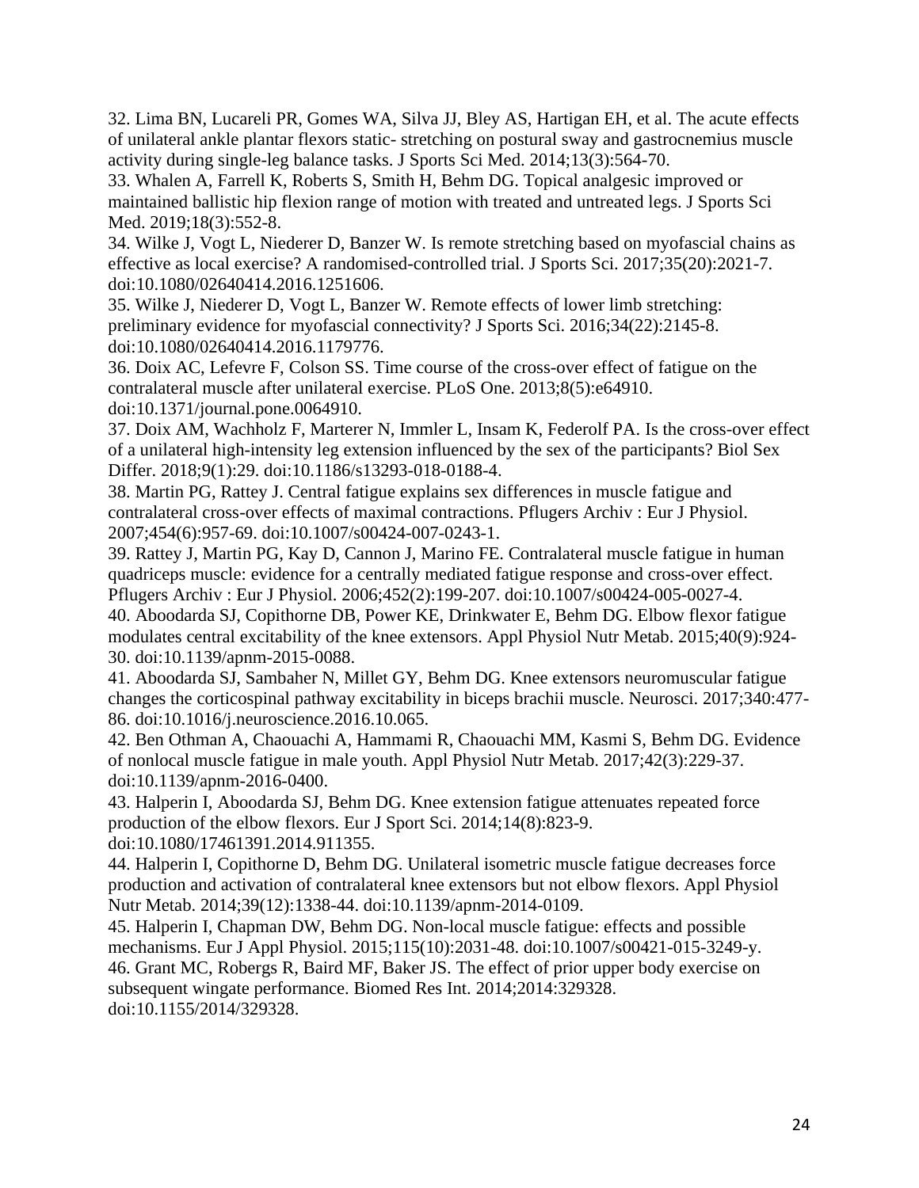32. Lima BN, Lucareli PR, Gomes WA, Silva JJ, Bley AS, Hartigan EH, et al. The acute effects of unilateral ankle plantar flexors static- stretching on postural sway and gastrocnemius muscle activity during single-leg balance tasks. J Sports Sci Med. 2014;13(3):564-70.

33. Whalen A, Farrell K, Roberts S, Smith H, Behm DG. Topical analgesic improved or maintained ballistic hip flexion range of motion with treated and untreated legs. J Sports Sci Med. 2019;18(3):552-8.

34. Wilke J, Vogt L, Niederer D, Banzer W. Is remote stretching based on myofascial chains as effective as local exercise? A randomised-controlled trial. J Sports Sci. 2017;35(20):2021-7. doi:10.1080/02640414.2016.1251606.

35. Wilke J, Niederer D, Vogt L, Banzer W. Remote effects of lower limb stretching: preliminary evidence for myofascial connectivity? J Sports Sci. 2016;34(22):2145-8. doi:10.1080/02640414.2016.1179776.

36. Doix AC, Lefevre F, Colson SS. Time course of the cross-over effect of fatigue on the contralateral muscle after unilateral exercise. PLoS One. 2013;8(5):e64910. doi:10.1371/journal.pone.0064910.

37. Doix AM, Wachholz F, Marterer N, Immler L, Insam K, Federolf PA. Is the cross-over effect of a unilateral high-intensity leg extension influenced by the sex of the participants? Biol Sex Differ. 2018;9(1):29. doi:10.1186/s13293-018-0188-4.

38. Martin PG, Rattey J. Central fatigue explains sex differences in muscle fatigue and contralateral cross-over effects of maximal contractions. Pflugers Archiv : Eur J Physiol. 2007;454(6):957-69. doi:10.1007/s00424-007-0243-1.

39. Rattey J, Martin PG, Kay D, Cannon J, Marino FE. Contralateral muscle fatigue in human quadriceps muscle: evidence for a centrally mediated fatigue response and cross-over effect. Pflugers Archiv : Eur J Physiol. 2006;452(2):199-207. doi:10.1007/s00424-005-0027-4.

40. Aboodarda SJ, Copithorne DB, Power KE, Drinkwater E, Behm DG. Elbow flexor fatigue modulates central excitability of the knee extensors. Appl Physiol Nutr Metab. 2015;40(9):924-30. doi:10.1139/apnm-2015-0088.

41. Aboodarda SJ, Sambaher N, Millet GY, Behm DG. Knee extensors neuromuscular fatigue changes the corticospinal pathway excitability in biceps brachii muscle. Neurosci. 2017;340:477-86. doi:10.1016/j.neuroscience.2016.10.065.

42. Ben Othman A, Chaouachi A, Hammami R, Chaouachi MM, Kasmi S, Behm DG. Evidence of nonlocal muscle fatigue in male youth. Appl Physiol Nutr Metab. 2017;42(3):229-37. doi:10.1139/apnm-2016-0400.

43. Halperin I, Aboodarda SJ, Behm DG. Knee extension fatigue attenuates repeated force production of the elbow flexors. Eur J Sport Sci. 2014;14(8):823-9. doi:10.1080/17461391.2014.911355.

44. Halperin I, Copithorne D, Behm DG. Unilateral isometric muscle fatigue decreases force production and activation of contralateral knee extensors but not elbow flexors. Appl Physiol Nutr Metab. 2014;39(12):1338-44. doi:10.1139/apnm-2014-0109.

45. Halperin I, Chapman DW, Behm DG. Non-local muscle fatigue: effects and possible mechanisms. Eur J Appl Physiol. 2015;115(10):2031-48. doi:10.1007/s00421-015-3249-y.

46. Grant MC, Robergs R, Baird MF, Baker JS. The effect of prior upper body exercise on subsequent wingate performance. Biomed Res Int. 2014;2014:329328. doi:10.1155/2014/329328.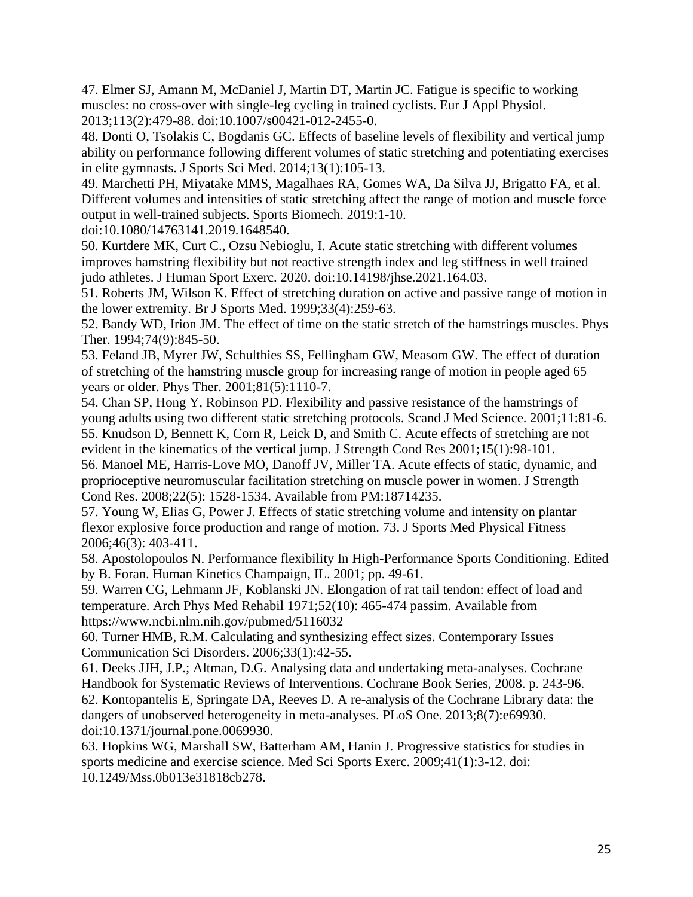47. Elmer SJ, Amann M, McDaniel J, Martin DT, Martin JC. Fatigue is specific to working muscles: no cross-over with single-leg cycling in trained cyclists. Eur J Appl Physiol. 2013;113(2):479-88. doi:10.1007/s00421-012-2455-0.

48. Donti O, Tsolakis C, Bogdanis GC. Effects of baseline levels of flexibility and vertical jump ability on performance following different volumes of static stretching and potentiating exercises in elite gymnasts. J Sports Sci Med. 2014;13(1):105-13.

49. Marchetti PH, Miyatake MMS, Magalhaes RA, Gomes WA, Da Silva JJ, Brigatto FA, et al. Different volumes and intensities of static stretching affect the range of motion and muscle force output in well-trained subjects. Sports Biomech. 2019:1-10. doi:10.1080/14763141.2019.1648540.

50. Kurtdere MK, Curt C., Ozsu Nebioglu, I. Acute static stretching with different volumes improves hamstring flexibility but not reactive strength index and leg stiffness in well trained judo athletes. J Human Sport Exerc. 2020. doi:10.14198/jhse.2021.164.03.

51. Roberts JM, Wilson K. Effect of stretching duration on active and passive range of motion in the lower extremity. Br J Sports Med. 1999;33(4):259-63.

52. Bandy WD, Irion JM. The effect of time on the static stretch of the hamstrings muscles. Phys Ther. 1994;74(9):845-50.

53. Feland JB, Myrer JW, Schulthies SS, Fellingham GW, Measom GW. The effect of duration of stretching of the hamstring muscle group for increasing range of motion in people aged 65 years or older. Phys Ther. 2001;81(5):1110-7.

54. Chan SP, Hong Y, Robinson PD. Flexibility and passive resistance of the hamstrings of young adults using two different static stretching protocols. Scand J Med Science. 2001;11:81-6.

55. Knudson D, Bennett K, Corn R, Leick D, and Smith C. Acute effects of stretching are not evident in the kinematics of the vertical jump. J Strength Cond Res 2001;15(1):98-101.

56. Manoel ME, Harris-Love MO, Danoff JV, Miller TA. Acute effects of static, dynamic, and proprioceptive neuromuscular facilitation stretching on muscle power in women. J Strength Cond Res. 2008;22(5): 1528-1534. Available from PM:18714235.

57. Young W, Elias G, Power J. Effects of static stretching volume and intensity on plantar flexor explosive force production and range of motion. 73. J Sports Med Physical Fitness 2006;46(3): 403-411.

58. Apostolopoulos N. Performance flexibility In High-Performance Sports Conditioning. Edited by B. Foran. Human Kinetics Champaign, IL. 2001; pp. 49-61.

59. Warren CG, Lehmann JF, Koblanski JN. Elongation of rat tail tendon: effect of load and temperature. Arch Phys Med Rehabil 1971;52(10): 465-474 passim. Available from https://www.ncbi.nlm.nih.gov/pubmed/5116032

60. Turner HMB, R.M. Calculating and synthesizing effect sizes. Contemporary Issues Communication Sci Disorders. 2006;33(1):42-55.

61. Deeks JJH, J.P.; Altman, D.G. Analysing data and undertaking meta-analyses. Cochrane Handbook for Systematic Reviews of Interventions. Cochrane Book Series, 2008. p. 243-96.

62. Kontopantelis E, Springate DA, Reeves D. A re-analysis of the Cochrane Library data: the dangers of unobserved heterogeneity in meta-analyses. PLoS One. 2013;8(7):e69930. doi:10.1371/journal.pone.0069930.

63. Hopkins WG, Marshall SW, Batterham AM, Hanin J. Progressive statistics for studies in sports medicine and exercise science. Med Sci Sports Exerc. 2009;41(1):3-12. doi: 10.1249/Mss.0b013e31818cb278.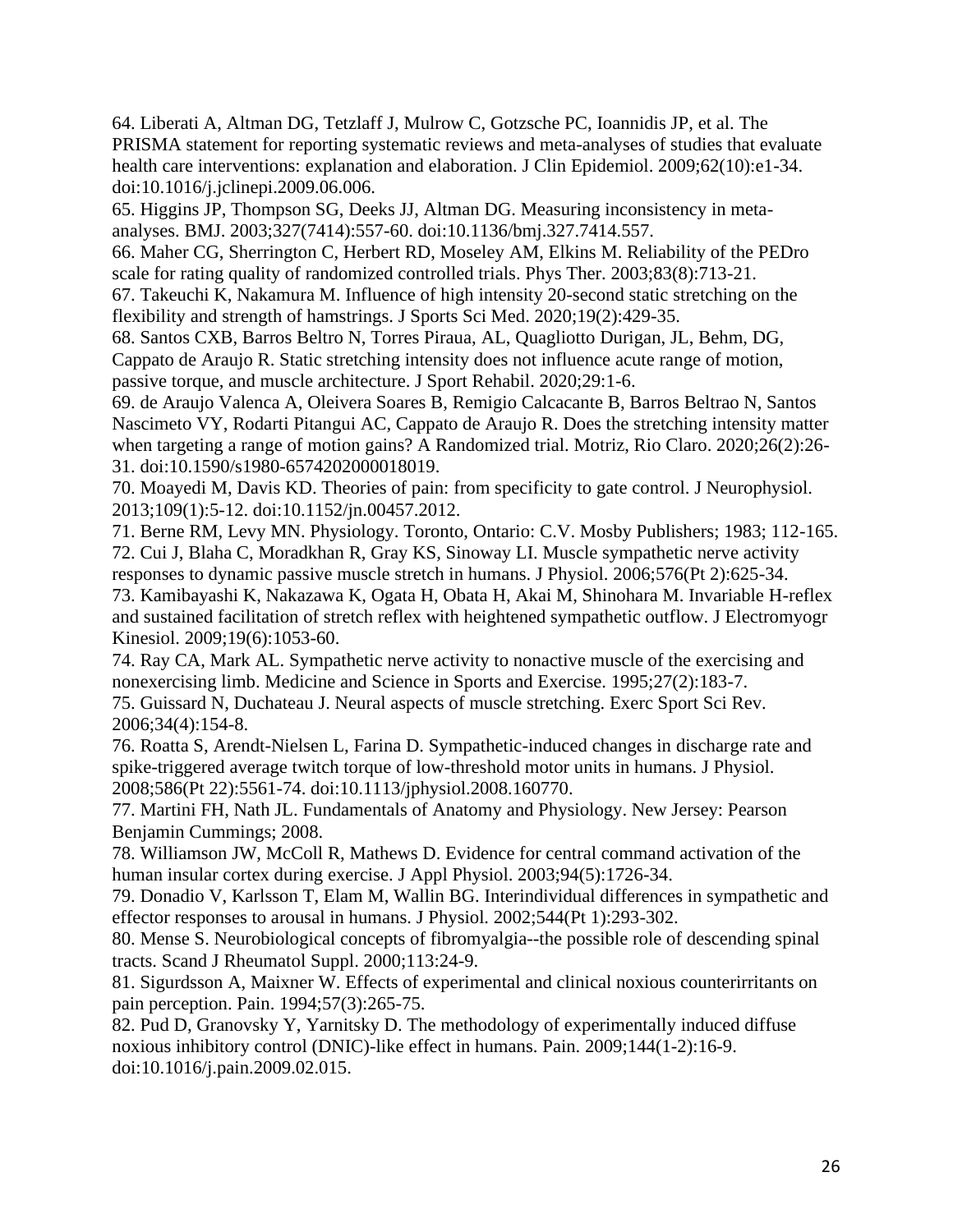64. Liberati A, Altman DG, Tetzlaff J, Mulrow C, Gotzsche PC, Ioannidis JP, et al. The PRISMA statement for reporting systematic reviews and meta-analyses of studies that evaluate health care interventions: explanation and elaboration. J Clin Epidemiol. 2009;62(10):e1-34. doi:10.1016/j.jclinepi.2009.06.006.

65. Higgins JP, Thompson SG, Deeks JJ, Altman DG. Measuring inconsistency in meta-analyses. BMJ. 2003;327(7414):557-60. doi:10.1136/bmj.327.7414.557.

66. Maher CG, Sherrington C, Herbert RD, Moseley AM, Elkins M. Reliability of the PEDro scale for rating quality of randomized controlled trials. Phys Ther. 2003;83(8):713-21.

67. Takeuchi K, Nakamura M. Influence of high intensity 20-second static stretching on the flexibility and strength of hamstrings. J Sports Sci Med. 2020;19(2):429-35.

68. Santos CXB, Barros Beltro N, Torres Piraua, AL, Quagliotto Durigan, JL, Behm, DG, Cappato de Araujo R. Static stretching intensity does not influence acute range of motion, passive torque, and muscle architecture. J Sport Rehabil. 2020;29:1-6.

69. de Araujo Valenca A, Oleivera Soares B, Remigio Calcacante B, Barros Beltrao N, Santos Nascimeto VY, Rodarti Pitangui AC, Cappato de Araujo R. Does the stretching intensity matter when targeting a range of motion gains? A Randomized trial. Motriz, Rio Claro. 2020;26(2):26-31. doi:10.1590/s1980-6574202000018019.

70. Moayedi M, Davis KD. Theories of pain: from specificity to gate control. J Neurophysiol. 2013;109(1):5-12. doi:10.1152/jn.00457.2012.

71. Berne RM, Levy MN. Physiology. Toronto, Ontario: C.V. Mosby Publishers; 1983; 112-165.

72. Cui J, Blaha C, Moradkhan R, Gray KS, Sinoway LI. Muscle sympathetic nerve activity responses to dynamic passive muscle stretch in humans. J Physiol. 2006;576(Pt 2):625-34.

73. Kamibayashi K, Nakazawa K, Ogata H, Obata H, Akai M, Shinohara M. Invariable H-reflex and sustained facilitation of stretch reflex with heightened sympathetic outflow. J Electromyogr Kinesiol. 2009;19(6):1053-60.

74. Ray CA, Mark AL. Sympathetic nerve activity to nonactive muscle of the exercising and nonexercising limb. Medicine and Science in Sports and Exercise. 1995;27(2):183-7.

75. Guissard N, Duchateau J. Neural aspects of muscle stretching. Exerc Sport Sci Rev. 2006;34(4):154-8.

76. Roatta S, Arendt-Nielsen L, Farina D. Sympathetic-induced changes in discharge rate and spike-triggered average twitch torque of low-threshold motor units in humans. J Physiol. 2008;586(Pt 22):5561-74. doi:10.1113/jphysiol.2008.160770.

77. Martini FH, Nath JL. Fundamentals of Anatomy and Physiology. New Jersey: Pearson Benjamin Cummings; 2008.

78. Williamson JW, McColl R, Mathews D. Evidence for central command activation of the human insular cortex during exercise. J Appl Physiol. 2003;94(5):1726-34.

79. Donadio V, Karlsson T, Elam M, Wallin BG. Interindividual differences in sympathetic and effector responses to arousal in humans. J Physiol. 2002;544(Pt 1):293-302.

80. Mense S. Neurobiological concepts of fibromyalgia--the possible role of descending spinal tracts. Scand J Rheumatol Suppl. 2000;113:24-9.

81. Sigurdsson A, Maixner W. Effects of experimental and clinical noxious counterirritants on pain perception. Pain. 1994;57(3):265-75.

82. Pud D, Granovsky Y, Yarnitsky D. The methodology of experimentally induced diffuse noxious inhibitory control (DNIC)-like effect in humans. Pain. 2009;144(1-2):16-9. doi:10.1016/j.pain.2009.02.015.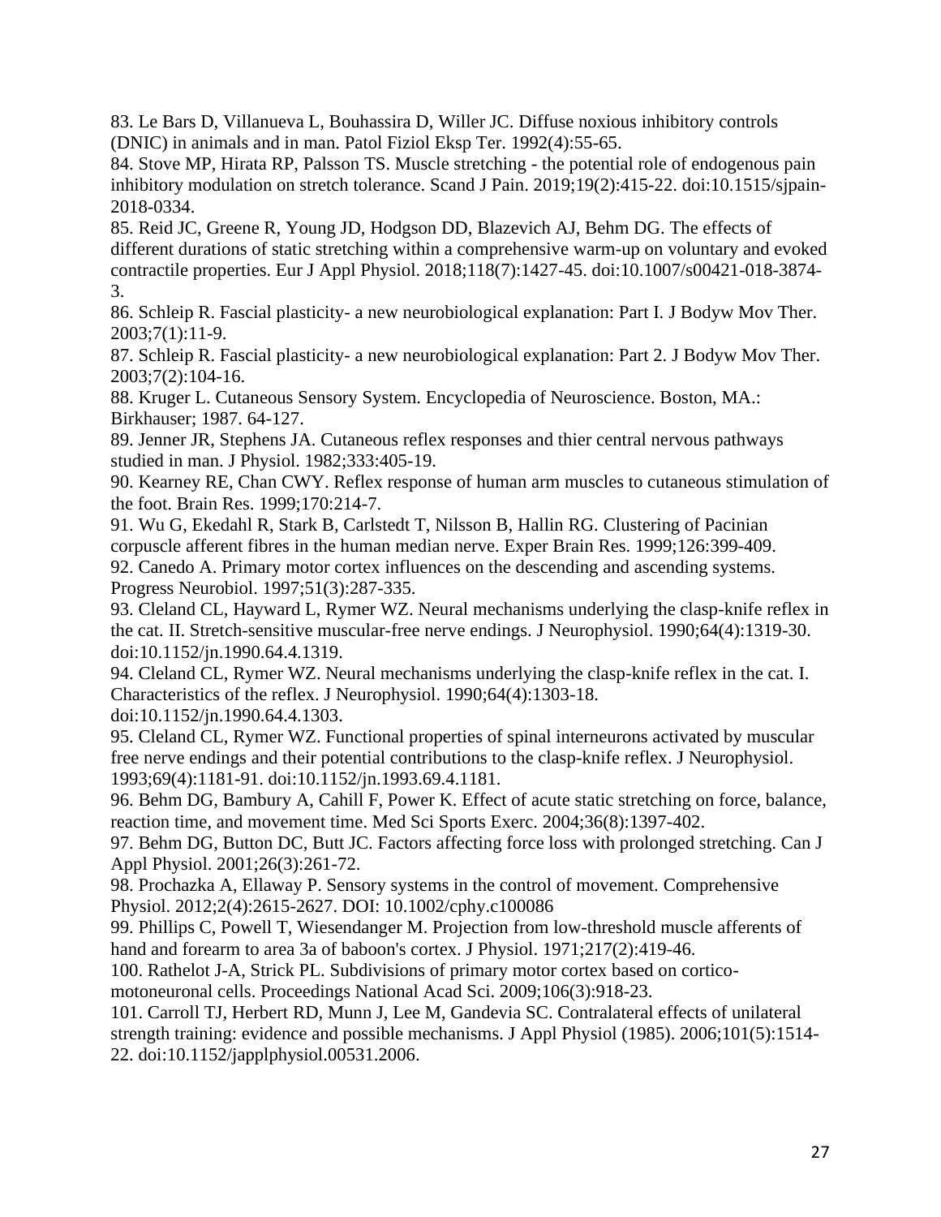83. Le Bars D, Villanueva L, Bouhassira D, Willer JC. Diffuse noxious inhibitory controls (DNIC) in animals and in man. Patol Fiziol Eksp Ter. 1992(4):55-65.
84. Stove MP, Hirata RP, Palsson TS. Muscle stretching - the potential role of endogenous pain inhibitory modulation on stretch tolerance. Scand J Pain. 2019;19(2):415-22. doi:10.1515/sjpain-2018-0334.
85. Reid JC, Greene R, Young JD, Hodgson DD, Blazevich AJ, Behm DG. The effects of different durations of static stretching within a comprehensive warm-up on voluntary and evoked contractile properties. Eur J Appl Physiol. 2018;118(7):1427-45. doi:10.1007/s00421-018-3874-3.
86. Schleip R. Fascial plasticity- a new neurobiological explanation: Part I. J Bodyw Mov Ther. 2003;7(1):11-9.
87. Schleip R. Fascial plasticity- a new neurobiological explanation: Part 2. J Bodyw Mov Ther. 2003;7(2):104-16.
88. Kruger L. Cutaneous Sensory System. Encyclopedia of Neuroscience. Boston, MA.: Birkhauser; 1987. 64-127.
89. Jenner JR, Stephens JA. Cutaneous reflex responses and thier central nervous pathways studied in man. J Physiol. 1982;333:405-19.
90. Kearney RE, Chan CWY. Reflex response of human arm muscles to cutaneous stimulation of the foot. Brain Res. 1999;170:214-7.
91. Wu G, Ekedahl R, Stark B, Carlstedt T, Nilsson B, Hallin RG. Clustering of Pacinian corpuscle afferent fibres in the human median nerve. Exper Brain Res. 1999;126:399-409.
92. Canedo A. Primary motor cortex influences on the descending and ascending systems. Progress Neurobiol. 1997;51(3):287-335.
93. Cleland CL, Hayward L, Rymer WZ. Neural mechanisms underlying the clasp-knife reflex in the cat. II. Stretch-sensitive muscular-free nerve endings. J Neurophysiol. 1990;64(4):1319-30. doi:10.1152/jn.1990.64.4.1319.
94. Cleland CL, Rymer WZ. Neural mechanisms underlying the clasp-knife reflex in the cat. I. Characteristics of the reflex. J Neurophysiol. 1990;64(4):1303-18. doi:10.1152/jn.1990.64.4.1303.
95. Cleland CL, Rymer WZ. Functional properties of spinal interneurons activated by muscular free nerve endings and their potential contributions to the clasp-knife reflex. J Neurophysiol. 1993;69(4):1181-91. doi:10.1152/jn.1993.69.4.1181.
96. Behm DG, Bambury A, Cahill F, Power K. Effect of acute static stretching on force, balance, reaction time, and movement time. Med Sci Sports Exerc. 2004;36(8):1397-402.
97. Behm DG, Button DC, Butt JC. Factors affecting force loss with prolonged stretching. Can J Appl Physiol. 2001;26(3):261-72.
98. Prochazka A, Ellaway P. Sensory systems in the control of movement. Comprehensive Physiol. 2012;2(4):2615-2627. DOI: 10.1002/cphy.c100086
99. Phillips C, Powell T, Wiesendanger M. Projection from low-threshold muscle afferents of hand and forearm to area 3a of baboon's cortex. J Physiol. 1971;217(2):419-46.
100. Rathelot J-A, Strick PL. Subdivisions of primary motor cortex based on cortico-motoneuronal cells. Proceedings National Acad Sci. 2009;106(3):918-23.
101. Carroll TJ, Herbert RD, Munn J, Lee M, Gandevia SC. Contralateral effects of unilateral strength training: evidence and possible mechanisms. J Appl Physiol (1985). 2006;101(5):1514-22. doi:10.1152/japplphysiol.00531.2006.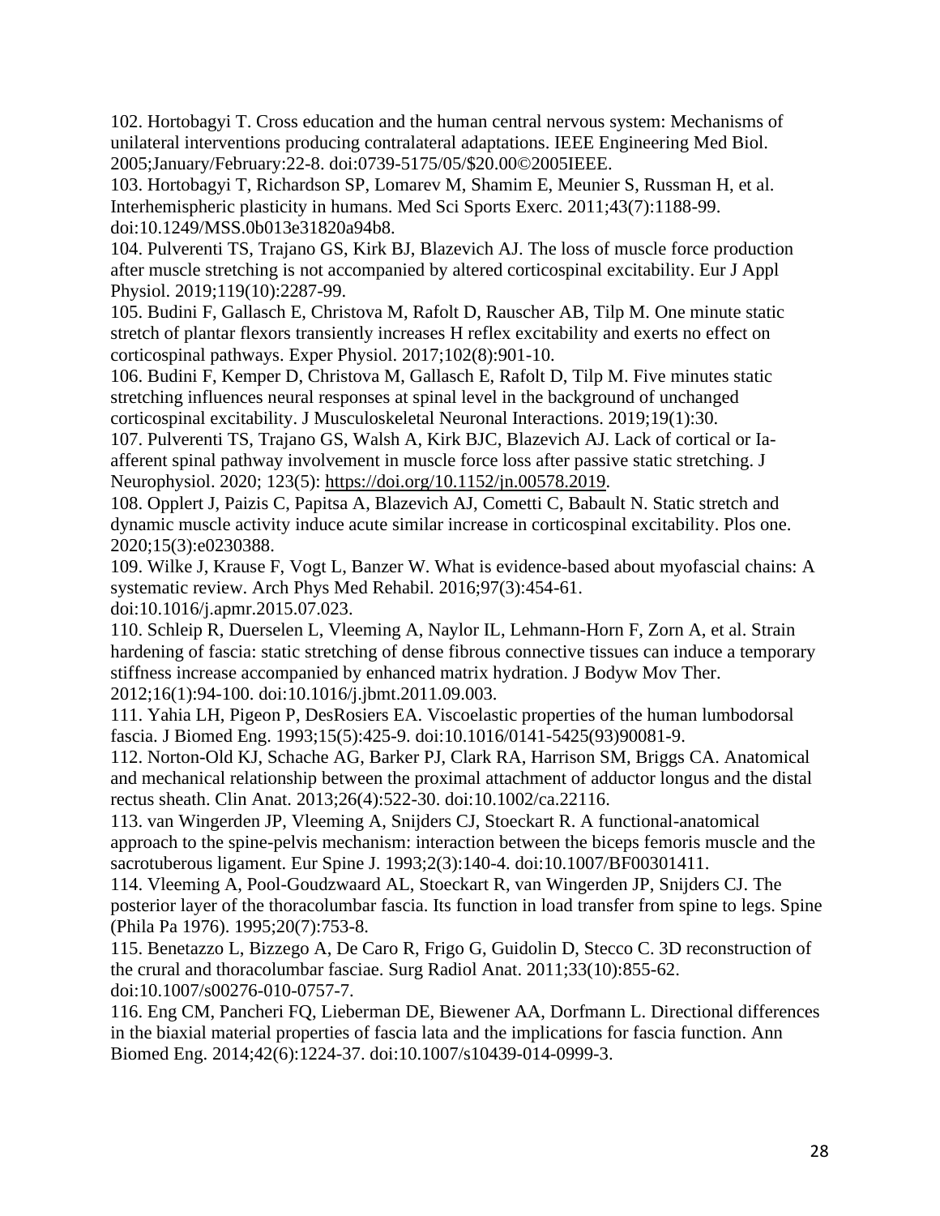102. Hortobagyi T. Cross education and the human central nervous system: Mechanisms of unilateral interventions producing contralateral adaptations. IEEE Engineering Med Biol. 2005;January/February:22-8. doi:0739-5175/05/$20.00©2005IEEE.

103. Hortobagyi T, Richardson SP, Lomarev M, Shamim E, Meunier S, Russman H, et al. Interhemispheric plasticity in humans. Med Sci Sports Exerc. 2011;43(7):1188-99. doi:10.1249/MSS.0b013e31820a94b8.

104. Pulverenti TS, Trajano GS, Kirk BJ, Blazevich AJ. The loss of muscle force production after muscle stretching is not accompanied by altered corticospinal excitability. Eur J Appl Physiol. 2019;119(10):2287-99.

105. Budini F, Gallasch E, Christova M, Rafolt D, Rauscher AB, Tilp M. One minute static stretch of plantar flexors transiently increases H reflex excitability and exerts no effect on corticospinal pathways. Exper Physiol. 2017;102(8):901-10.

106. Budini F, Kemper D, Christova M, Gallasch E, Rafolt D, Tilp M. Five minutes static stretching influences neural responses at spinal level in the background of unchanged corticospinal excitability. J Musculoskeletal Neuronal Interactions. 2019;19(1):30.

107. Pulverenti TS, Trajano GS, Walsh A, Kirk BJC, Blazevich AJ. Lack of cortical or Ia-afferent spinal pathway involvement in muscle force loss after passive static stretching. J Neurophysiol. 2020; 123(5): https://doi.org/10.1152/jn.00578.2019.

108. Opplert J, Paizis C, Papitsa A, Blazevich AJ, Cometti C, Babault N. Static stretch and dynamic muscle activity induce acute similar increase in corticospinal excitability. Plos one. 2020;15(3):e0230388.

109. Wilke J, Krause F, Vogt L, Banzer W. What is evidence-based about myofascial chains: A systematic review. Arch Phys Med Rehabil. 2016;97(3):454-61. doi:10.1016/j.apmr.2015.07.023.

110. Schleip R, Duerselen L, Vleeming A, Naylor IL, Lehmann-Horn F, Zorn A, et al. Strain hardening of fascia: static stretching of dense fibrous connective tissues can induce a temporary stiffness increase accompanied by enhanced matrix hydration. J Bodyw Mov Ther. 2012;16(1):94-100. doi:10.1016/j.jbmt.2011.09.003.

111. Yahia LH, Pigeon P, DesRosiers EA. Viscoelastic properties of the human lumbodorsal fascia. J Biomed Eng. 1993;15(5):425-9. doi:10.1016/0141-5425(93)90081-9.

112. Norton-Old KJ, Schache AG, Barker PJ, Clark RA, Harrison SM, Briggs CA. Anatomical and mechanical relationship between the proximal attachment of adductor longus and the distal rectus sheath. Clin Anat. 2013;26(4):522-30. doi:10.1002/ca.22116.

113. van Wingerden JP, Vleeming A, Snijders CJ, Stoeckart R. A functional-anatomical approach to the spine-pelvis mechanism: interaction between the biceps femoris muscle and the sacrotuberous ligament. Eur Spine J. 1993;2(3):140-4. doi:10.1007/BF00301411.

114. Vleeming A, Pool-Goudzwaard AL, Stoeckart R, van Wingerden JP, Snijders CJ. The posterior layer of the thoracolumbar fascia. Its function in load transfer from spine to legs. Spine (Phila Pa 1976). 1995;20(7):753-8.

115. Benetazzo L, Bizzego A, De Caro R, Frigo G, Guidolin D, Stecco C. 3D reconstruction of the crural and thoracolumbar fasciae. Surg Radiol Anat. 2011;33(10):855-62. doi:10.1007/s00276-010-0757-7.

116. Eng CM, Pancheri FQ, Lieberman DE, Biewener AA, Dorfmann L. Directional differences in the biaxial material properties of fascia lata and the implications for fascia function. Ann Biomed Eng. 2014;42(6):1224-37. doi:10.1007/s10439-014-0999-3.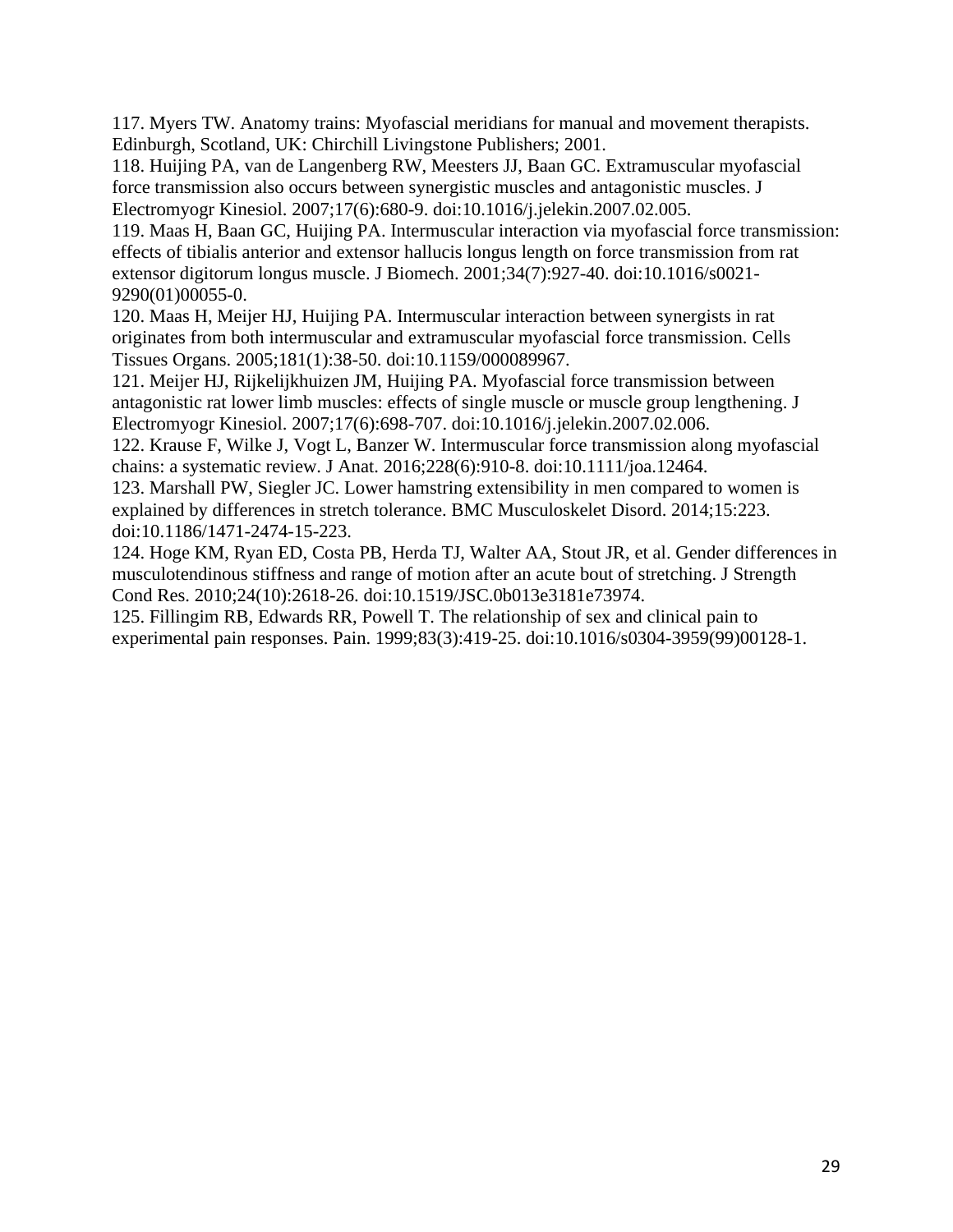117. Myers TW. Anatomy trains: Myofascial meridians for manual and movement therapists. Edinburgh, Scotland, UK: Chirchill Livingstone Publishers; 2001.
118. Huijing PA, van de Langenberg RW, Meesters JJ, Baan GC. Extramuscular myofascial force transmission also occurs between synergistic muscles and antagonistic muscles. J Electromyogr Kinesiol. 2007;17(6):680-9. doi:10.1016/j.jelekin.2007.02.005.
119. Maas H, Baan GC, Huijing PA. Intermuscular interaction via myofascial force transmission: effects of tibialis anterior and extensor hallucis longus length on force transmission from rat extensor digitorum longus muscle. J Biomech. 2001;34(7):927-40. doi:10.1016/s0021-9290(01)00055-0.
120. Maas H, Meijer HJ, Huijing PA. Intermuscular interaction between synergists in rat originates from both intermuscular and extramuscular myofascial force transmission. Cells Tissues Organs. 2005;181(1):38-50. doi:10.1159/000089967.
121. Meijer HJ, Rijkelijkhuizen JM, Huijing PA. Myofascial force transmission between antagonistic rat lower limb muscles: effects of single muscle or muscle group lengthening. J Electromyogr Kinesiol. 2007;17(6):698-707. doi:10.1016/j.jelekin.2007.02.006.
122. Krause F, Wilke J, Vogt L, Banzer W. Intermuscular force transmission along myofascial chains: a systematic review. J Anat. 2016;228(6):910-8. doi:10.1111/joa.12464.
123. Marshall PW, Siegler JC. Lower hamstring extensibility in men compared to women is explained by differences in stretch tolerance. BMC Musculoskelet Disord. 2014;15:223. doi:10.1186/1471-2474-15-223.
124. Hoge KM, Ryan ED, Costa PB, Herda TJ, Walter AA, Stout JR, et al. Gender differences in musculotendinous stiffness and range of motion after an acute bout of stretching. J Strength Cond Res. 2010;24(10):2618-26. doi:10.1519/JSC.0b013e3181e73974.
125. Fillingim RB, Edwards RR, Powell T. The relationship of sex and clinical pain to experimental pain responses. Pain. 1999;83(3):419-25. doi:10.1016/s0304-3959(99)00128-1.